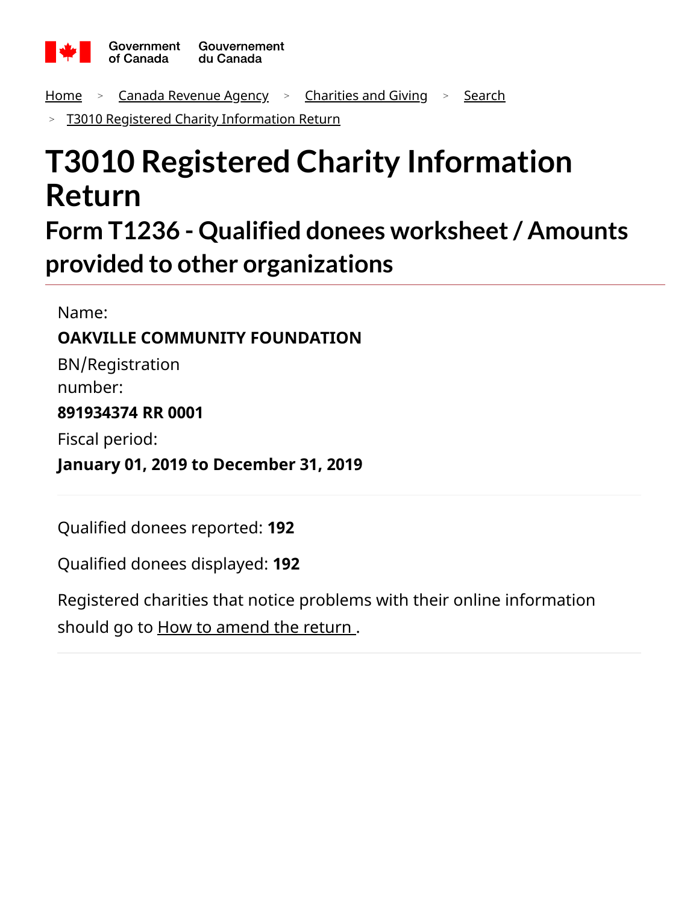Government of Canada / Gouvernement du Canada

Home > Canada Revenue Agency > Charities and Giving > Search > T3010 Registered Charity Information Return

# T3010 Registered Charity Information Return

## Form T1236 - Qualified donees worksheet / Amounts provided to other organizations

Name:

**OAKVILLE COMMUNITY FOUNDATION**

BN/Registration number:

**891934374 RR 0001**

Fiscal period:

**January 01, 2019 to December 31, 2019**

Qualified donees reported: **192**

Qualified donees displayed: **192**

Registered charities that notice problems with their online information should go to How to amend the return .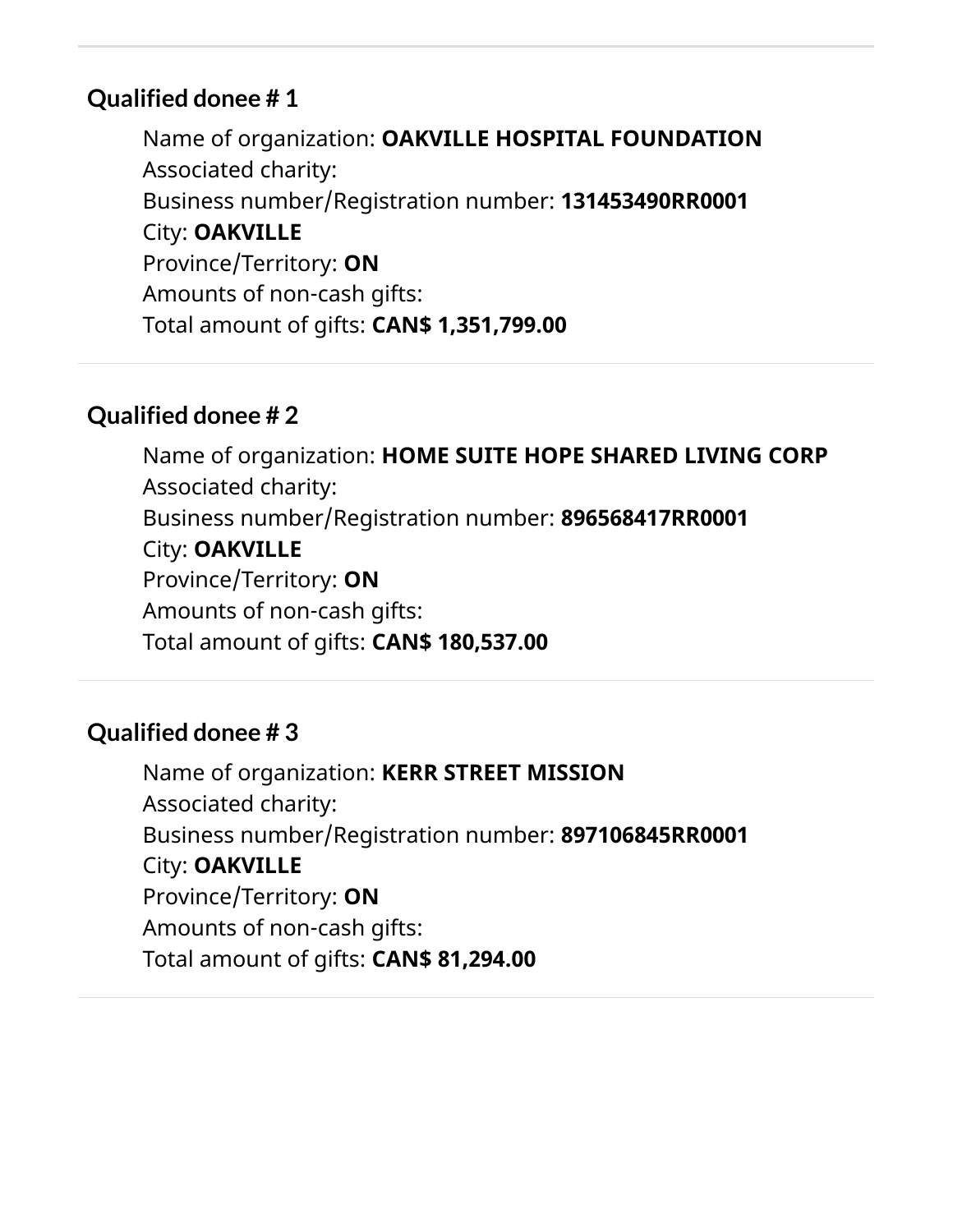### Qualified donee # 1

Name of organization: **OAKVILLE HOSPITAL FOUNDATION**
Associated charity:
Business number/Registration number: **131453490RR0001**
City: **OAKVILLE**
Province/Territory: **ON**
Amounts of non-cash gifts:
Total amount of gifts: **CAN$ 1,351,799.00**

---

### Qualified donee # 2

Name of organization: **HOME SUITE HOPE SHARED LIVING CORP**
Associated charity:
Business number/Registration number: **896568417RR0001**
City: **OAKVILLE**
Province/Territory: **ON**
Amounts of non-cash gifts:
Total amount of gifts: **CAN$ 180,537.00**

---

### Qualified donee # 3

Name of organization: **KERR STREET MISSION**
Associated charity:
Business number/Registration number: **897106845RR0001**
City: **OAKVILLE**
Province/Territory: **ON**
Amounts of non-cash gifts:
Total amount of gifts: **CAN$ 81,294.00**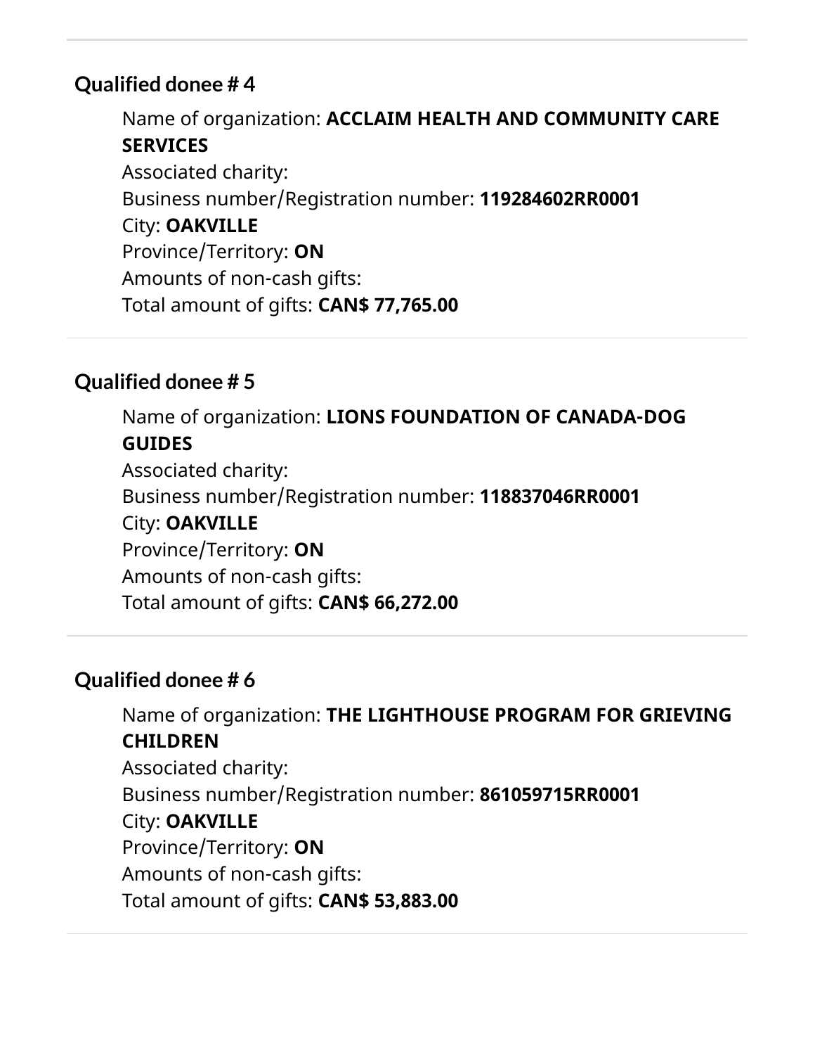## Qualified donee # 4

Name of organization: **ACCLAIM HEALTH AND COMMUNITY CARE SERVICES**
Associated charity:
Business number/Registration number: **119284602RR0001**
City: **OAKVILLE**
Province/Territory: **ON**
Amounts of non-cash gifts:
Total amount of gifts: **CAN$ 77,765.00**

## Qualified donee # 5

Name of organization: **LIONS FOUNDATION OF CANADA-DOG GUIDES**
Associated charity:
Business number/Registration number: **118837046RR0001**
City: **OAKVILLE**
Province/Territory: **ON**
Amounts of non-cash gifts:
Total amount of gifts: **CAN$ 66,272.00**

## Qualified donee # 6

Name of organization: **THE LIGHTHOUSE PROGRAM FOR GRIEVING CHILDREN**
Associated charity:
Business number/Registration number: **861059715RR0001**
City: **OAKVILLE**
Province/Territory: **ON**
Amounts of non-cash gifts:
Total amount of gifts: **CAN$ 53,883.00**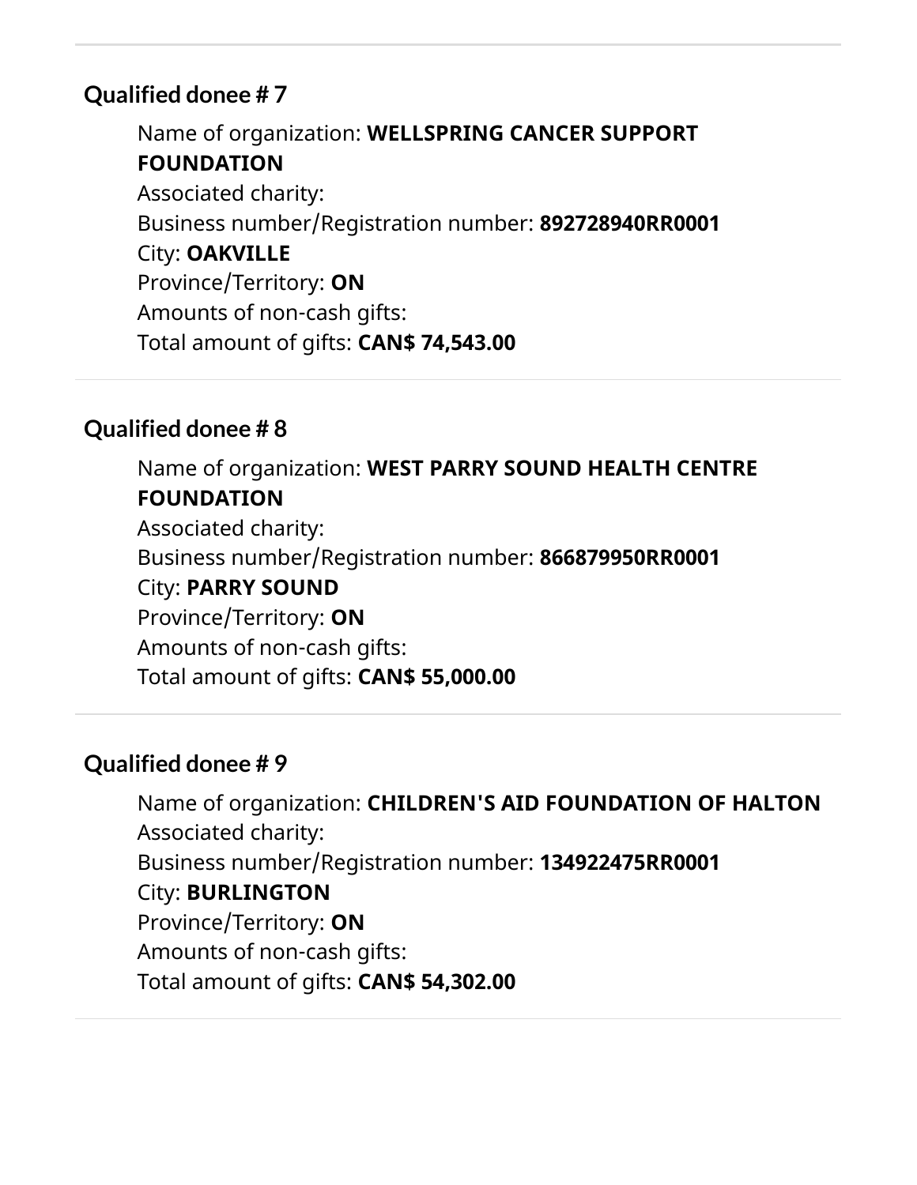### Qualified donee # 7

Name of organization: **WELLSPRING CANCER SUPPORT FOUNDATION**
Associated charity:
Business number/Registration number: **892728940RR0001**
City: **OAKVILLE**
Province/Territory: **ON**
Amounts of non-cash gifts:
Total amount of gifts: **CAN$ 74,543.00**

### Qualified donee # 8

Name of organization: **WEST PARRY SOUND HEALTH CENTRE FOUNDATION**
Associated charity:
Business number/Registration number: **866879950RR0001**
City: **PARRY SOUND**
Province/Territory: **ON**
Amounts of non-cash gifts:
Total amount of gifts: **CAN$ 55,000.00**

### Qualified donee # 9

Name of organization: **CHILDREN'S AID FOUNDATION OF HALTON**
Associated charity:
Business number/Registration number: **134922475RR0001**
City: **BURLINGTON**
Province/Territory: **ON**
Amounts of non-cash gifts:
Total amount of gifts: **CAN$ 54,302.00**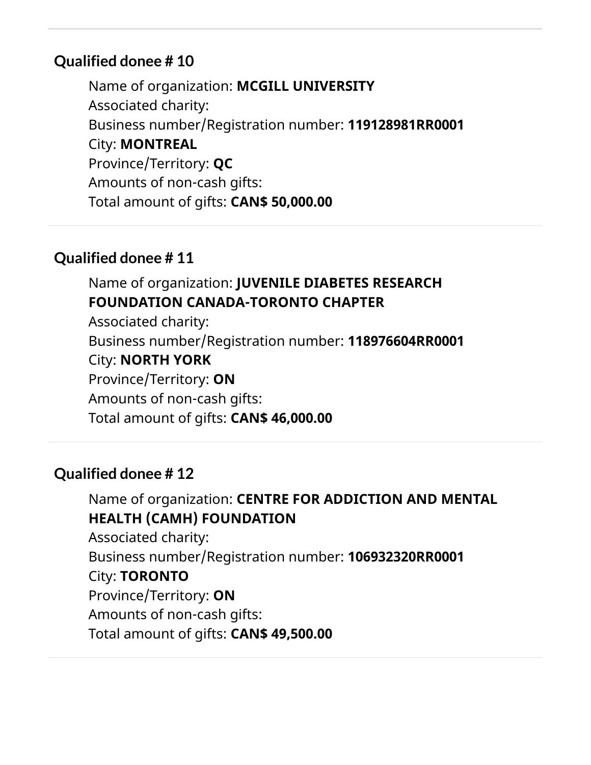## Qualified donee # 10

Name of organization: **MCGILL UNIVERSITY**
Associated charity:
Business number/Registration number: **119128981RR0001**
City: **MONTREAL**
Province/Territory: **QC**
Amounts of non-cash gifts:
Total amount of gifts: **CAN$ 50,000.00**

---

## Qualified donee # 11

Name of organization: **JUVENILE DIABETES RESEARCH FOUNDATION CANADA-TORONTO CHAPTER**
Associated charity:
Business number/Registration number: **118976604RR0001**
City: **NORTH YORK**
Province/Territory: **ON**
Amounts of non-cash gifts:
Total amount of gifts: **CAN$ 46,000.00**

---

## Qualified donee # 12

Name of organization: **CENTRE FOR ADDICTION AND MENTAL HEALTH (CAMH) FOUNDATION**
Associated charity:
Business number/Registration number: **106932320RR0001**
City: **TORONTO**
Province/Territory: **ON**
Amounts of non-cash gifts:
Total amount of gifts: **CAN$ 49,500.00**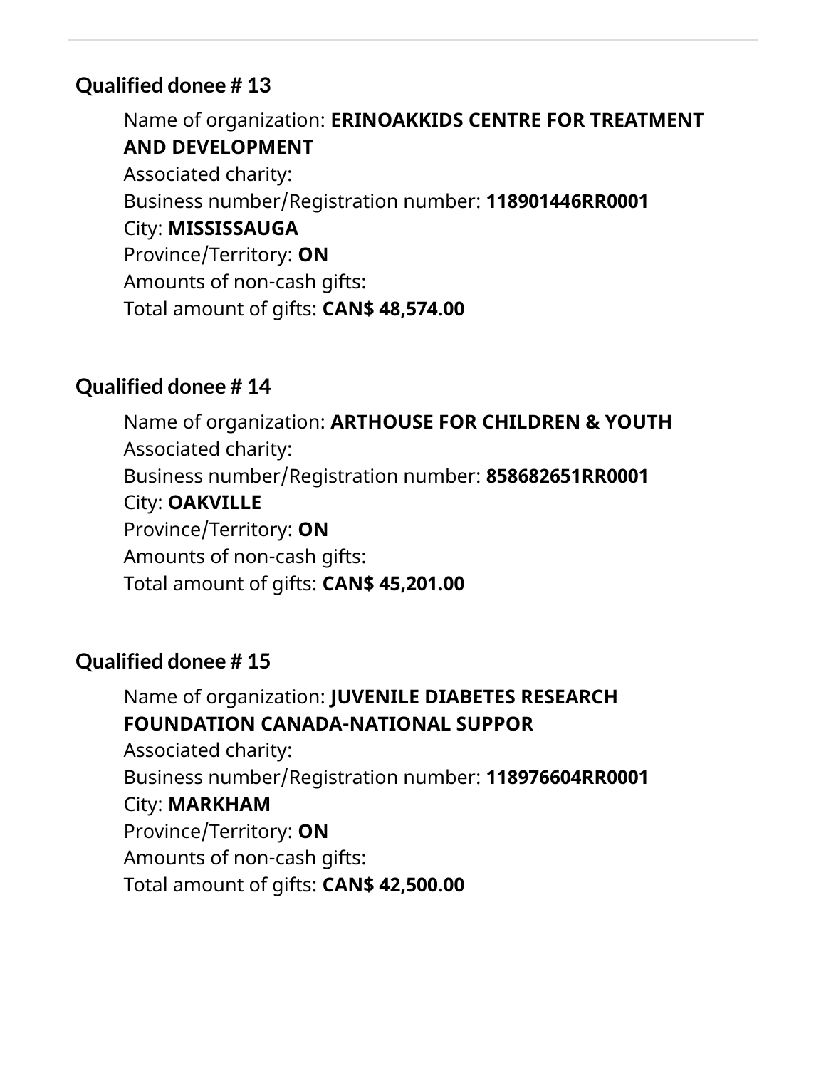---

### Qualified donee # 13

Name of organization: **ERINOAKKIDS CENTRE FOR TREATMENT AND DEVELOPMENT**
Associated charity:
Business number/Registration number: **118901446RR0001**
City: **MISSISSAUGA**
Province/Territory: **ON**
Amounts of non-cash gifts:
Total amount of gifts: **CAN$ 48,574.00**

---

### Qualified donee # 14

Name of organization: **ARTHOUSE FOR CHILDREN & YOUTH**
Associated charity:
Business number/Registration number: **858682651RR0001**
City: **OAKVILLE**
Province/Territory: **ON**
Amounts of non-cash gifts:
Total amount of gifts: **CAN$ 45,201.00**

---

### Qualified donee # 15

Name of organization: **JUVENILE DIABETES RESEARCH FOUNDATION CANADA-NATIONAL SUPPOR**
Associated charity:
Business number/Registration number: **118976604RR0001**
City: **MARKHAM**
Province/Territory: **ON**
Amounts of non-cash gifts:
Total amount of gifts: **CAN$ 42,500.00**

---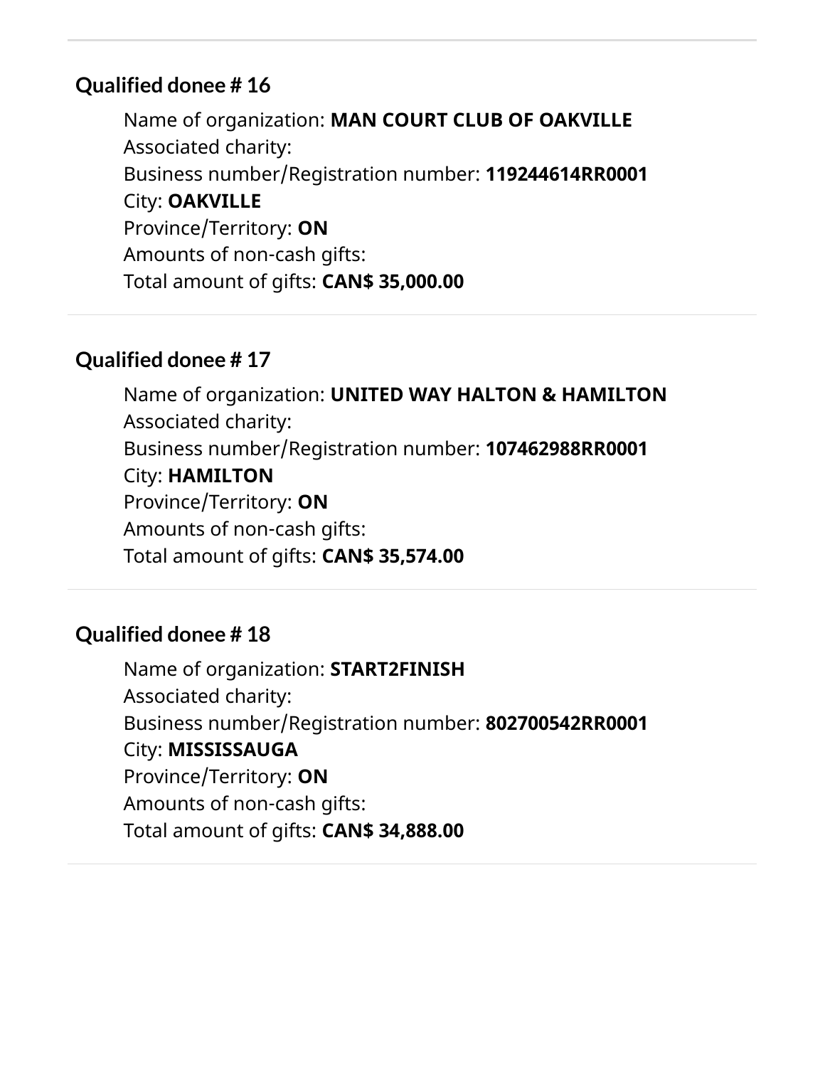### Qualified donee # 16

Name of organization: **MAN COURT CLUB OF OAKVILLE**
Associated charity:
Business number/Registration number: **119244614RR0001**
City: **OAKVILLE**
Province/Territory: **ON**
Amounts of non-cash gifts:
Total amount of gifts: **CAN$ 35,000.00**

### Qualified donee # 17

Name of organization: **UNITED WAY HALTON & HAMILTON**
Associated charity:
Business number/Registration number: **107462988RR0001**
City: **HAMILTON**
Province/Territory: **ON**
Amounts of non-cash gifts:
Total amount of gifts: **CAN$ 35,574.00**

### Qualified donee # 18

Name of organization: **START2FINISH**
Associated charity:
Business number/Registration number: **802700542RR0001**
City: **MISSISSAUGA**
Province/Territory: **ON**
Amounts of non-cash gifts:
Total amount of gifts: **CAN$ 34,888.00**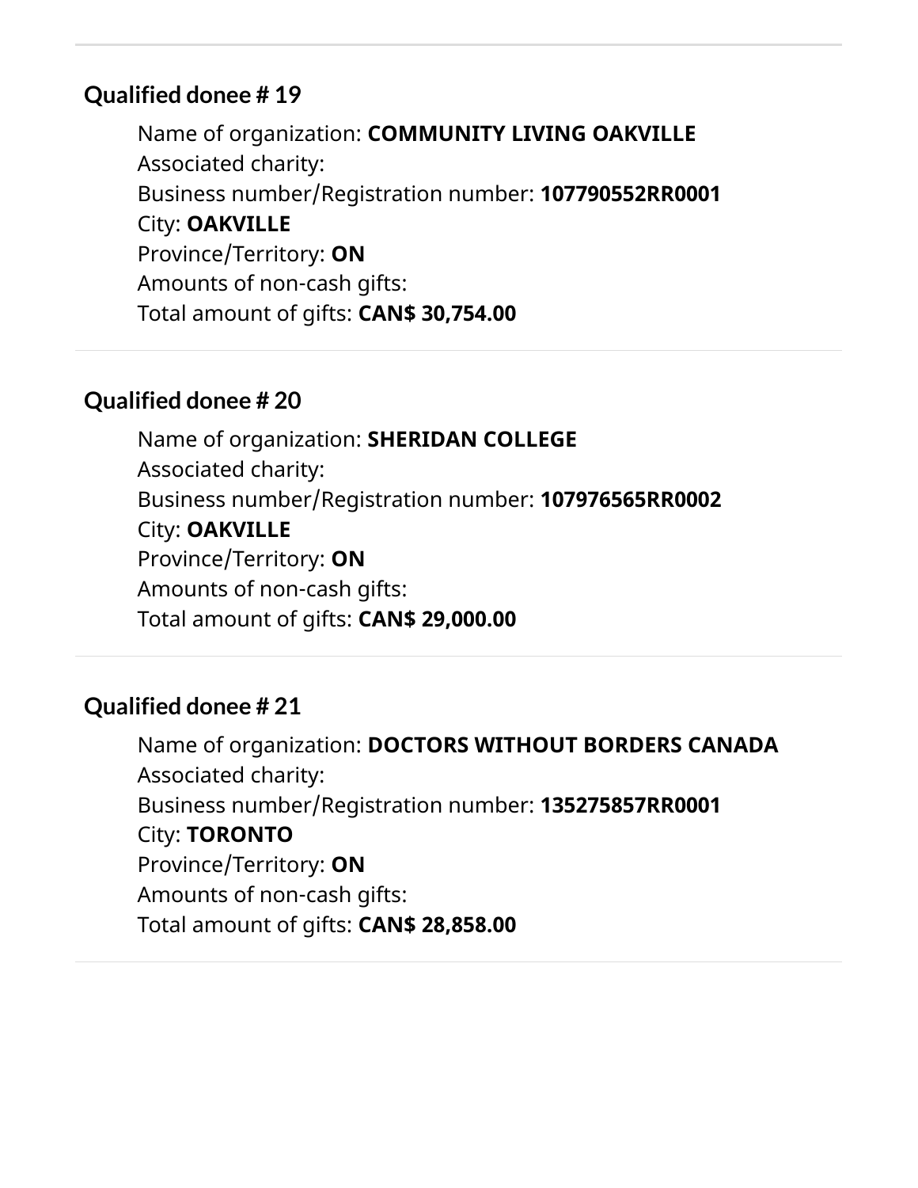---

### Qualified donee # 19

Name of organization: **COMMUNITY LIVING OAKVILLE**
Associated charity:
Business number/Registration number: **107790552RR0001**
City: **OAKVILLE**
Province/Territory: **ON**
Amounts of non-cash gifts:
Total amount of gifts: **CAN$ 30,754.00**

---

### Qualified donee # 20

Name of organization: **SHERIDAN COLLEGE**
Associated charity:
Business number/Registration number: **107976565RR0002**
City: **OAKVILLE**
Province/Territory: **ON**
Amounts of non-cash gifts:
Total amount of gifts: **CAN$ 29,000.00**

---

### Qualified donee # 21

Name of organization: **DOCTORS WITHOUT BORDERS CANADA**
Associated charity:
Business number/Registration number: **135275857RR0001**
City: **TORONTO**
Province/Territory: **ON**
Amounts of non-cash gifts:
Total amount of gifts: **CAN$ 28,858.00**

---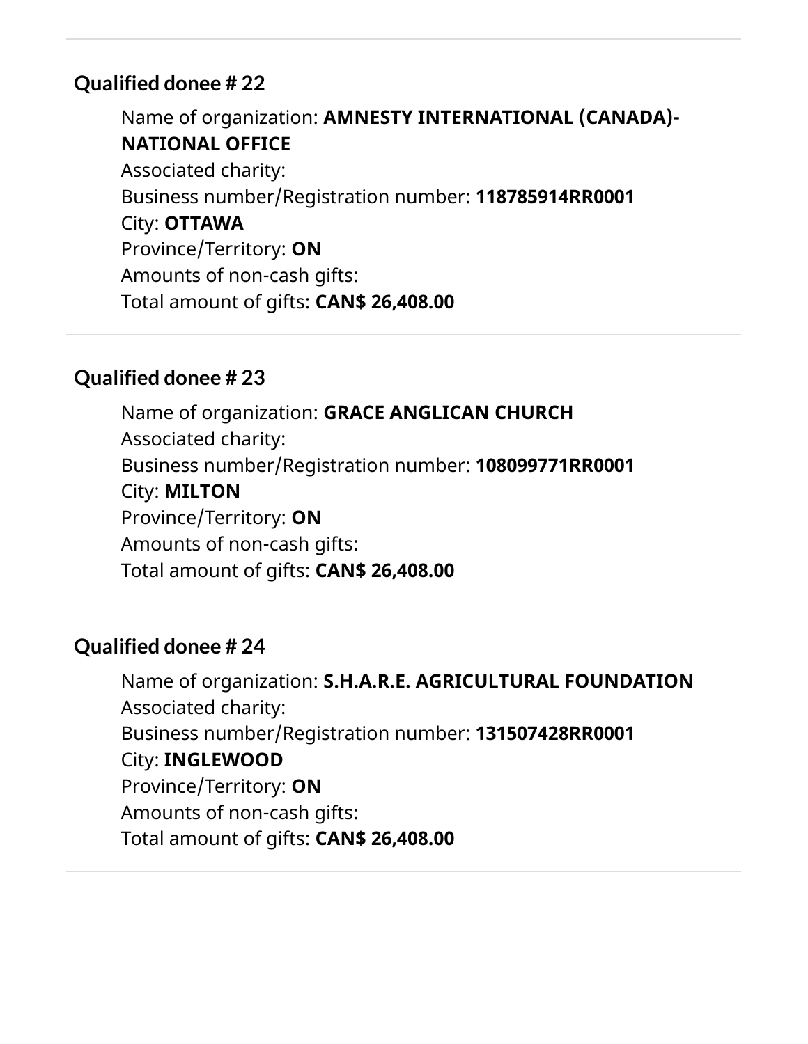### Qualified donee # 22

Name of organization: **AMNESTY INTERNATIONAL (CANADA)-NATIONAL OFFICE**
Associated charity:
Business number/Registration number: **118785914RR0001**
City: **OTTAWA**
Province/Territory: **ON**
Amounts of non-cash gifts:
Total amount of gifts: **CAN$ 26,408.00**

### Qualified donee # 23

Name of organization: **GRACE ANGLICAN CHURCH**
Associated charity:
Business number/Registration number: **108099771RR0001**
City: **MILTON**
Province/Territory: **ON**
Amounts of non-cash gifts:
Total amount of gifts: **CAN$ 26,408.00**

### Qualified donee # 24

Name of organization: **S.H.A.R.E. AGRICULTURAL FOUNDATION**
Associated charity:
Business number/Registration number: **131507428RR0001**
City: **INGLEWOOD**
Province/Territory: **ON**
Amounts of non-cash gifts:
Total amount of gifts: **CAN$ 26,408.00**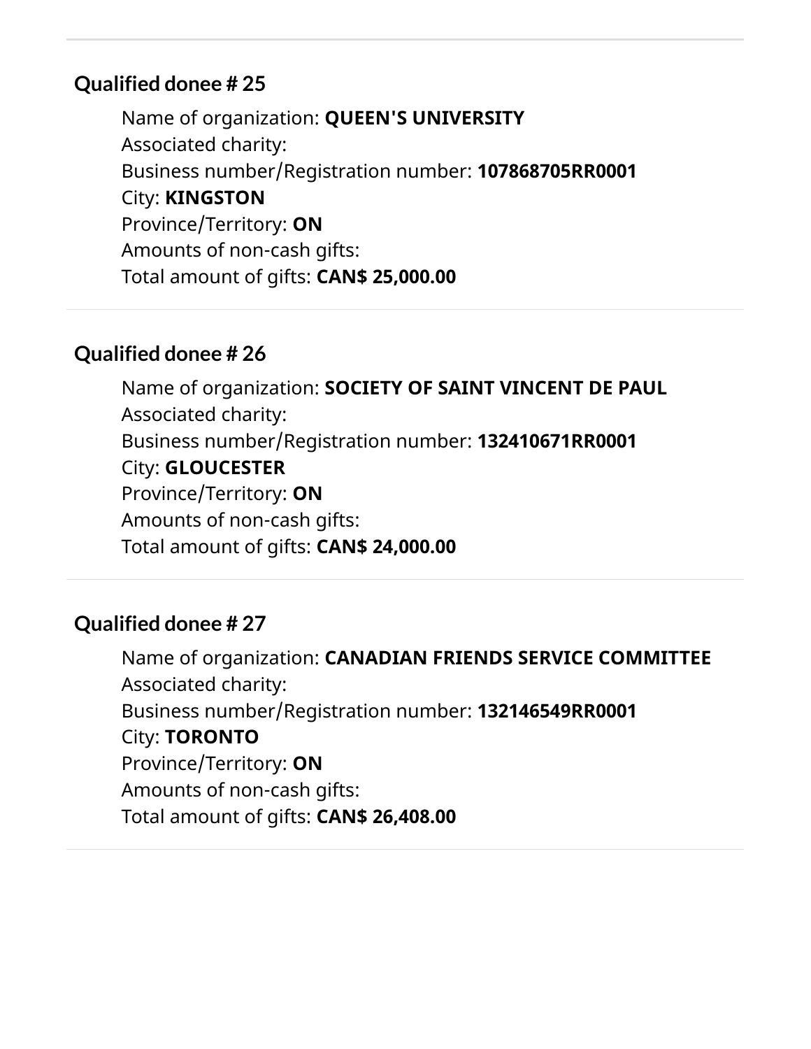### Qualified donee # 25

Name of organization: **QUEEN'S UNIVERSITY**
Associated charity:
Business number/Registration number: **107868705RR0001**
City: **KINGSTON**
Province/Territory: **ON**
Amounts of non-cash gifts:
Total amount of gifts: **CAN$ 25,000.00**

### Qualified donee # 26

Name of organization: **SOCIETY OF SAINT VINCENT DE PAUL**
Associated charity:
Business number/Registration number: **132410671RR0001**
City: **GLOUCESTER**
Province/Territory: **ON**
Amounts of non-cash gifts:
Total amount of gifts: **CAN$ 24,000.00**

### Qualified donee # 27

Name of organization: **CANADIAN FRIENDS SERVICE COMMITTEE**
Associated charity:
Business number/Registration number: **132146549RR0001**
City: **TORONTO**
Province/Territory: **ON**
Amounts of non-cash gifts:
Total amount of gifts: **CAN$ 26,408.00**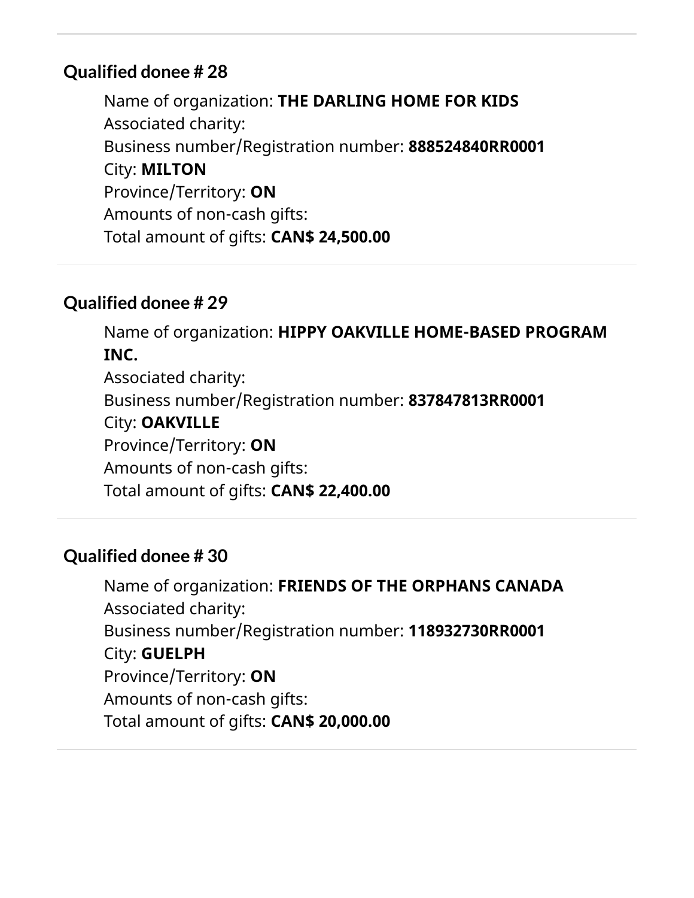### Qualified donee # 28

Name of organization: **THE DARLING HOME FOR KIDS**
Associated charity:
Business number/Registration number: **888524840RR0001**
City: **MILTON**
Province/Territory: **ON**
Amounts of non-cash gifts:
Total amount of gifts: **CAN$ 24,500.00**

### Qualified donee # 29

Name of organization: **HIPPY OAKVILLE HOME-BASED PROGRAM INC.**
Associated charity:
Business number/Registration number: **837847813RR0001**
City: **OAKVILLE**
Province/Territory: **ON**
Amounts of non-cash gifts:
Total amount of gifts: **CAN$ 22,400.00**

### Qualified donee # 30

Name of organization: **FRIENDS OF THE ORPHANS CANADA**
Associated charity:
Business number/Registration number: **118932730RR0001**
City: **GUELPH**
Province/Territory: **ON**
Amounts of non-cash gifts:
Total amount of gifts: **CAN$ 20,000.00**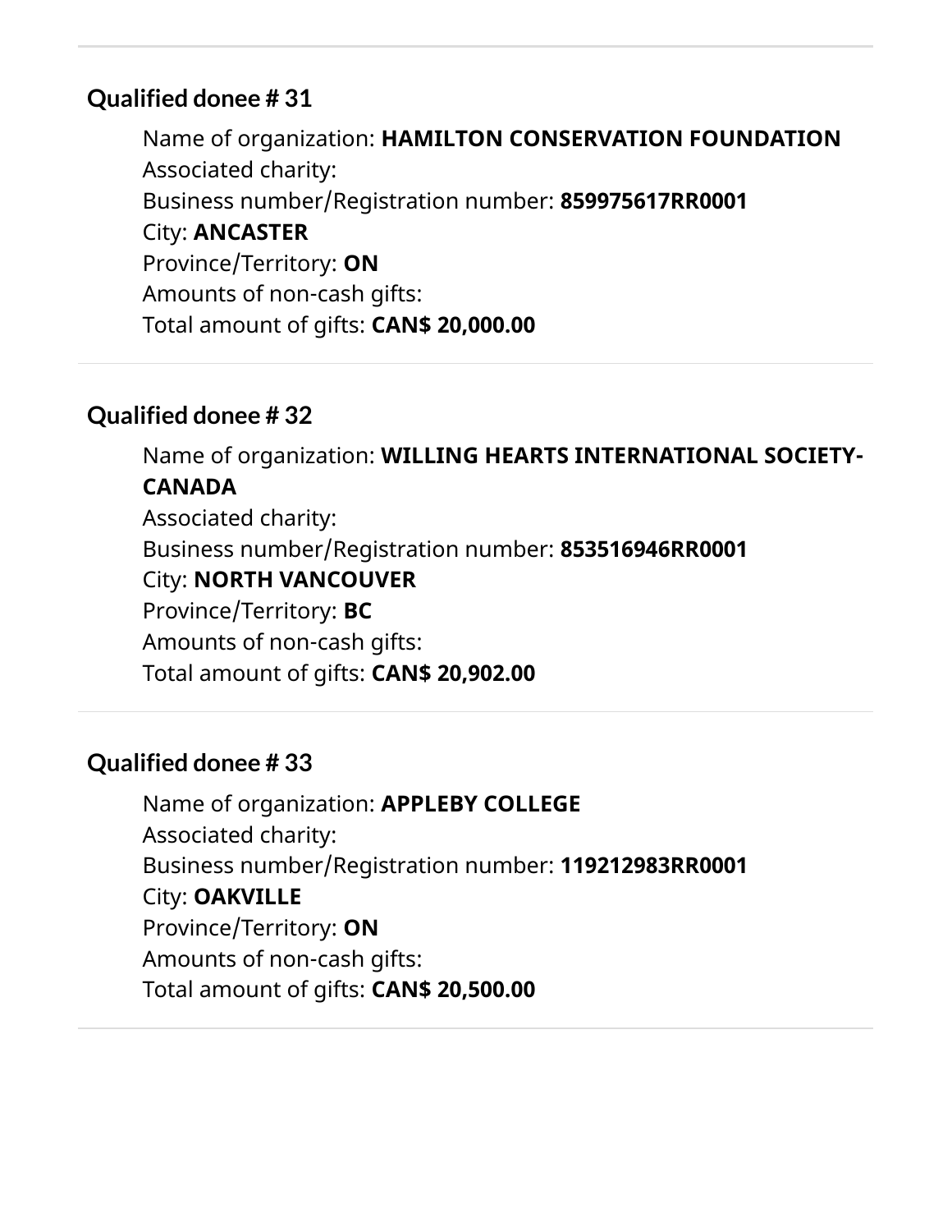### Qualified donee # 31

Name of organization: **HAMILTON CONSERVATION FOUNDATION**
Associated charity:
Business number/Registration number: **859975617RR0001**
City: **ANCASTER**
Province/Territory: **ON**
Amounts of non-cash gifts:
Total amount of gifts: **CAN$ 20,000.00**

### Qualified donee # 32

Name of organization: **WILLING HEARTS INTERNATIONAL SOCIETY-CANADA**
Associated charity:
Business number/Registration number: **853516946RR0001**
City: **NORTH VANCOUVER**
Province/Territory: **BC**
Amounts of non-cash gifts:
Total amount of gifts: **CAN$ 20,902.00**

### Qualified donee # 33

Name of organization: **APPLEBY COLLEGE**
Associated charity:
Business number/Registration number: **119212983RR0001**
City: **OAKVILLE**
Province/Territory: **ON**
Amounts of non-cash gifts:
Total amount of gifts: **CAN$ 20,500.00**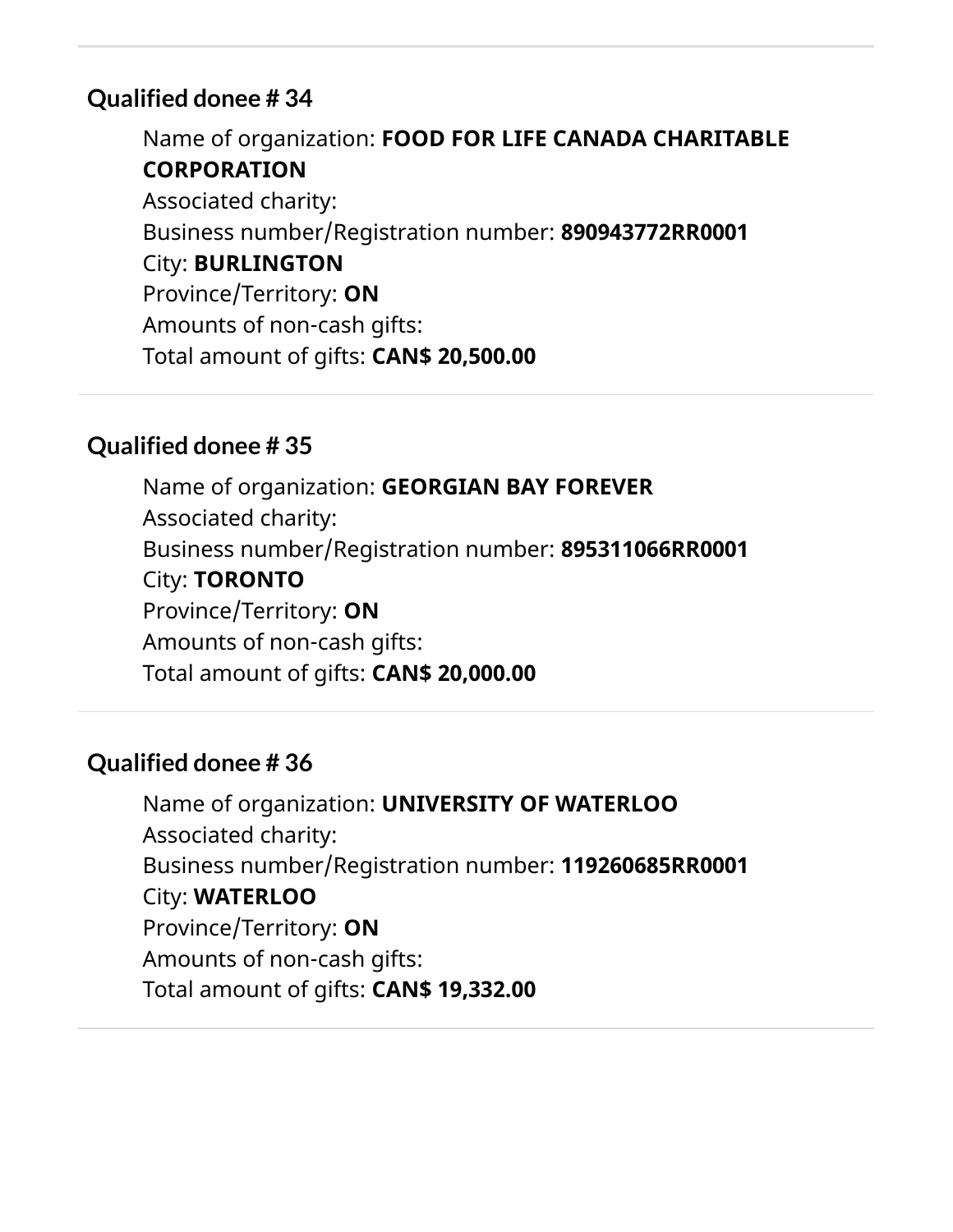### Qualified donee # 34

Name of organization: **FOOD FOR LIFE CANADA CHARITABLE CORPORATION**
Associated charity:
Business number/Registration number: **890943772RR0001**
City: **BURLINGTON**
Province/Territory: **ON**
Amounts of non-cash gifts:
Total amount of gifts: **CAN$ 20,500.00**

### Qualified donee # 35

Name of organization: **GEORGIAN BAY FOREVER**
Associated charity:
Business number/Registration number: **895311066RR0001**
City: **TORONTO**
Province/Territory: **ON**
Amounts of non-cash gifts:
Total amount of gifts: **CAN$ 20,000.00**

### Qualified donee # 36

Name of organization: **UNIVERSITY OF WATERLOO**
Associated charity:
Business number/Registration number: **119260685RR0001**
City: **WATERLOO**
Province/Territory: **ON**
Amounts of non-cash gifts:
Total amount of gifts: **CAN$ 19,332.00**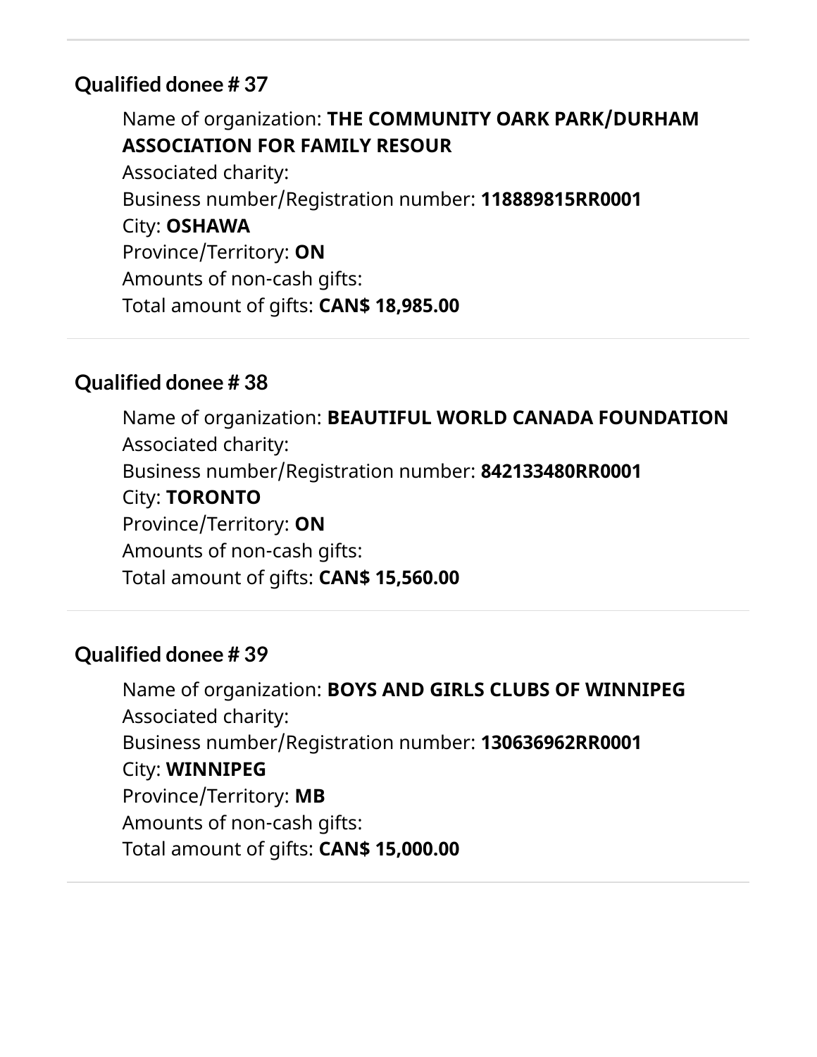### Qualified donee # 37

Name of organization: **THE COMMUNITY OARK PARK/DURHAM ASSOCIATION FOR FAMILY RESOUR**
Associated charity:
Business number/Registration number: **118889815RR0001**
City: **OSHAWA**
Province/Territory: **ON**
Amounts of non-cash gifts:
Total amount of gifts: **CAN$ 18,985.00**

### Qualified donee # 38

Name of organization: **BEAUTIFUL WORLD CANADA FOUNDATION**
Associated charity:
Business number/Registration number: **842133480RR0001**
City: **TORONTO**
Province/Territory: **ON**
Amounts of non-cash gifts:
Total amount of gifts: **CAN$ 15,560.00**

### Qualified donee # 39

Name of organization: **BOYS AND GIRLS CLUBS OF WINNIPEG**
Associated charity:
Business number/Registration number: **130636962RR0001**
City: **WINNIPEG**
Province/Territory: **MB**
Amounts of non-cash gifts:
Total amount of gifts: **CAN$ 15,000.00**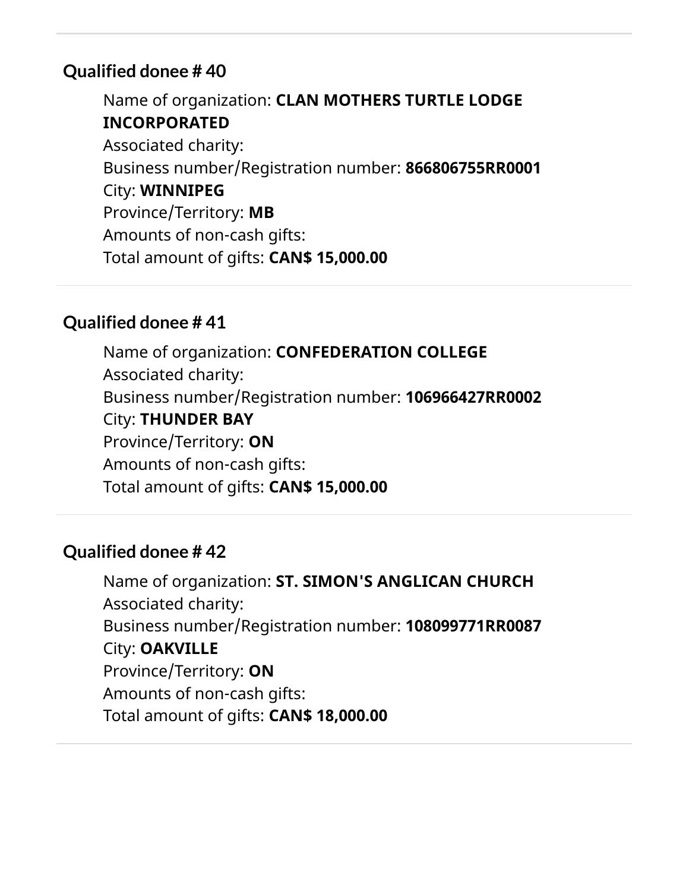### Qualified donee # 40

Name of organization: **CLAN MOTHERS TURTLE LODGE INCORPORATED**
Associated charity:
Business number/Registration number: **866806755RR0001**
City: **WINNIPEG**
Province/Territory: **MB**
Amounts of non-cash gifts:
Total amount of gifts: **CAN$ 15,000.00**

### Qualified donee # 41

Name of organization: **CONFEDERATION COLLEGE**
Associated charity:
Business number/Registration number: **106966427RR0002**
City: **THUNDER BAY**
Province/Territory: **ON**
Amounts of non-cash gifts:
Total amount of gifts: **CAN$ 15,000.00**

### Qualified donee # 42

Name of organization: **ST. SIMON'S ANGLICAN CHURCH**
Associated charity:
Business number/Registration number: **108099771RR0087**
City: **OAKVILLE**
Province/Territory: **ON**
Amounts of non-cash gifts:
Total amount of gifts: **CAN$ 18,000.00**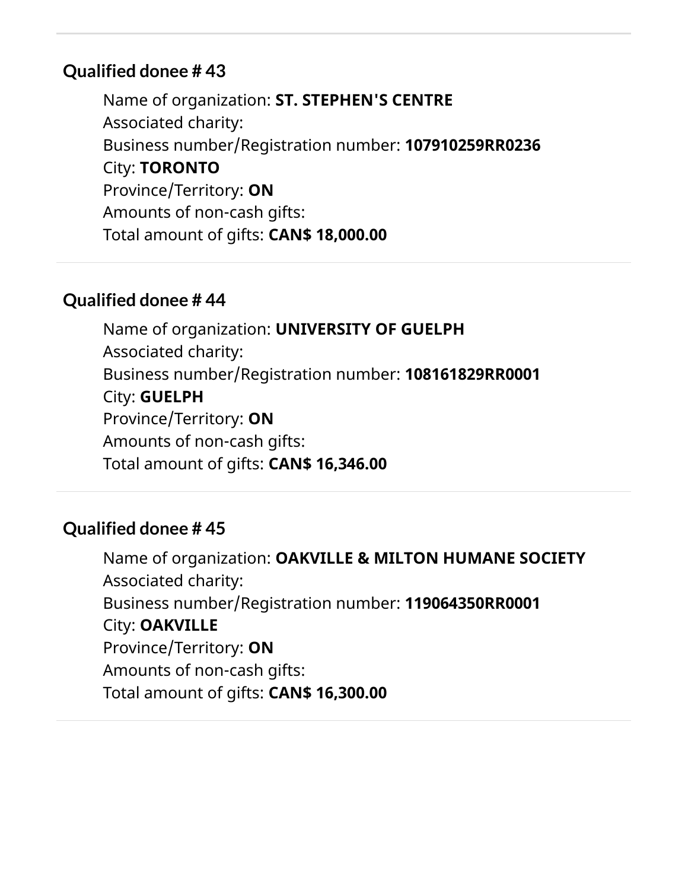### Qualified donee # 43

Name of organization: **ST. STEPHEN'S CENTRE**
Associated charity:
Business number/Registration number: **107910259RR0236**
City: **TORONTO**
Province/Territory: **ON**
Amounts of non-cash gifts:
Total amount of gifts: **CAN$ 18,000.00**

### Qualified donee # 44

Name of organization: **UNIVERSITY OF GUELPH**
Associated charity:
Business number/Registration number: **108161829RR0001**
City: **GUELPH**
Province/Territory: **ON**
Amounts of non-cash gifts:
Total amount of gifts: **CAN$ 16,346.00**

### Qualified donee # 45

Name of organization: **OAKVILLE & MILTON HUMANE SOCIETY**
Associated charity:
Business number/Registration number: **119064350RR0001**
City: **OAKVILLE**
Province/Territory: **ON**
Amounts of non-cash gifts:
Total amount of gifts: **CAN$ 16,300.00**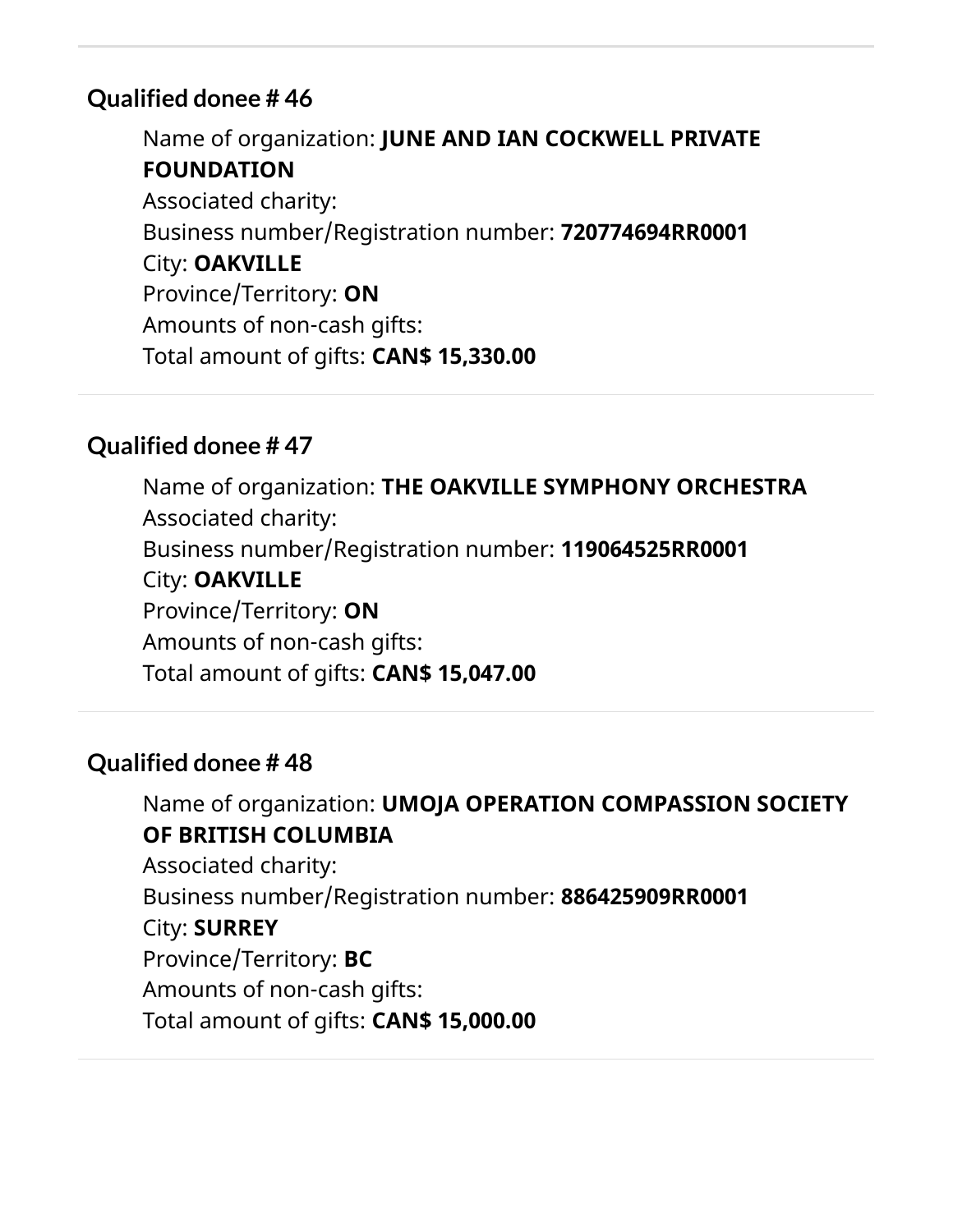### Qualified donee # 46

Name of organization: **JUNE AND IAN COCKWELL PRIVATE FOUNDATION**
Associated charity:
Business number/Registration number: **720774694RR0001**
City: **OAKVILLE**
Province/Territory: **ON**
Amounts of non-cash gifts:
Total amount of gifts: **CAN$ 15,330.00**

### Qualified donee # 47

Name of organization: **THE OAKVILLE SYMPHONY ORCHESTRA**
Associated charity:
Business number/Registration number: **119064525RR0001**
City: **OAKVILLE**
Province/Territory: **ON**
Amounts of non-cash gifts:
Total amount of gifts: **CAN$ 15,047.00**

### Qualified donee # 48

Name of organization: **UMOJA OPERATION COMPASSION SOCIETY OF BRITISH COLUMBIA**
Associated charity:
Business number/Registration number: **886425909RR0001**
City: **SURREY**
Province/Territory: **BC**
Amounts of non-cash gifts:
Total amount of gifts: **CAN$ 15,000.00**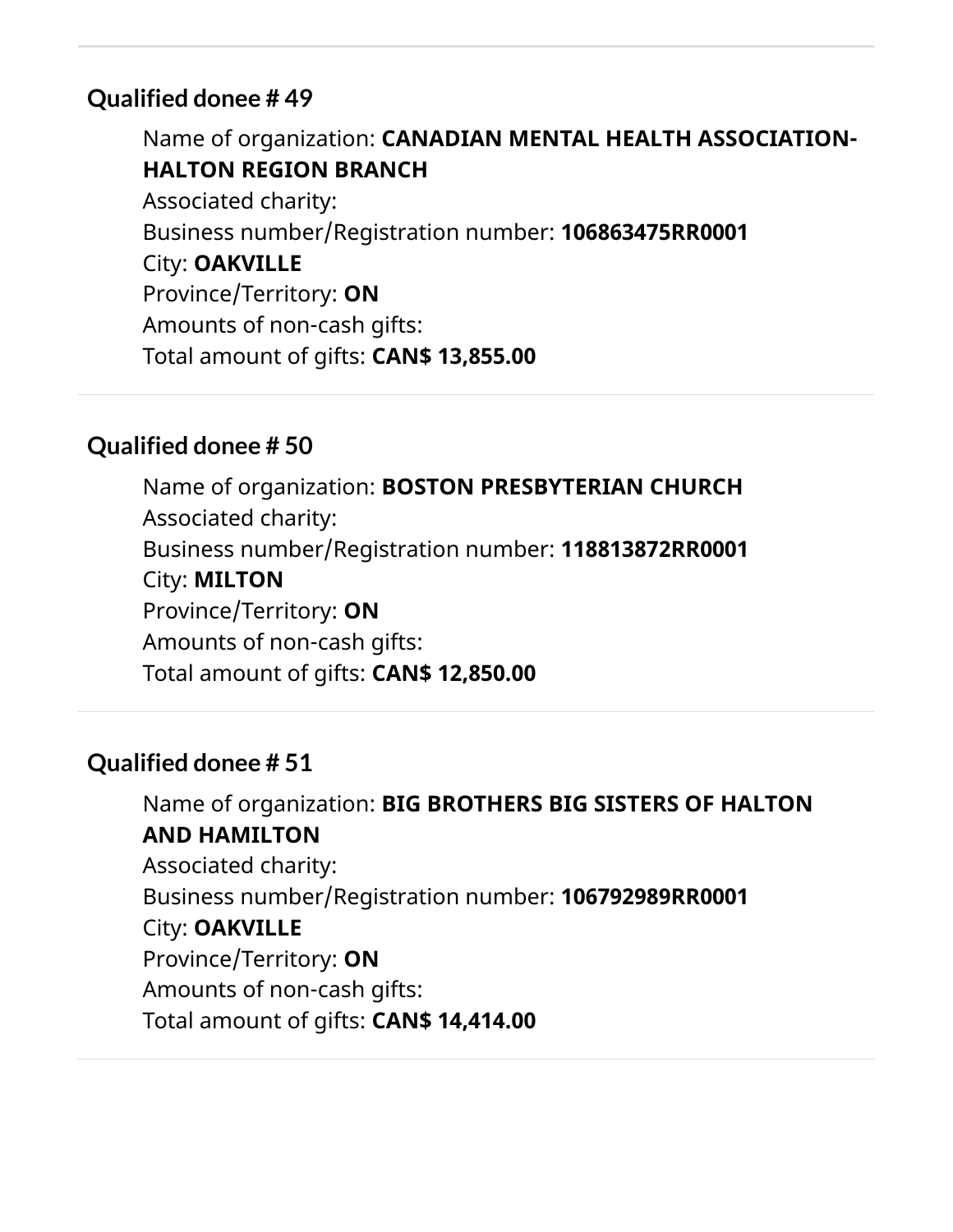### Qualified donee # 49

Name of organization: **CANADIAN MENTAL HEALTH ASSOCIATION-HALTON REGION BRANCH**
Associated charity:
Business number/Registration number: **106863475RR0001**
City: **OAKVILLE**
Province/Territory: **ON**
Amounts of non-cash gifts:
Total amount of gifts: **CAN$ 13,855.00**

---

### Qualified donee # 50

Name of organization: **BOSTON PRESBYTERIAN CHURCH**
Associated charity:
Business number/Registration number: **118813872RR0001**
City: **MILTON**
Province/Territory: **ON**
Amounts of non-cash gifts:
Total amount of gifts: **CAN$ 12,850.00**

---

### Qualified donee # 51

Name of organization: **BIG BROTHERS BIG SISTERS OF HALTON AND HAMILTON**
Associated charity:
Business number/Registration number: **106792989RR0001**
City: **OAKVILLE**
Province/Territory: **ON**
Amounts of non-cash gifts:
Total amount of gifts: **CAN$ 14,414.00**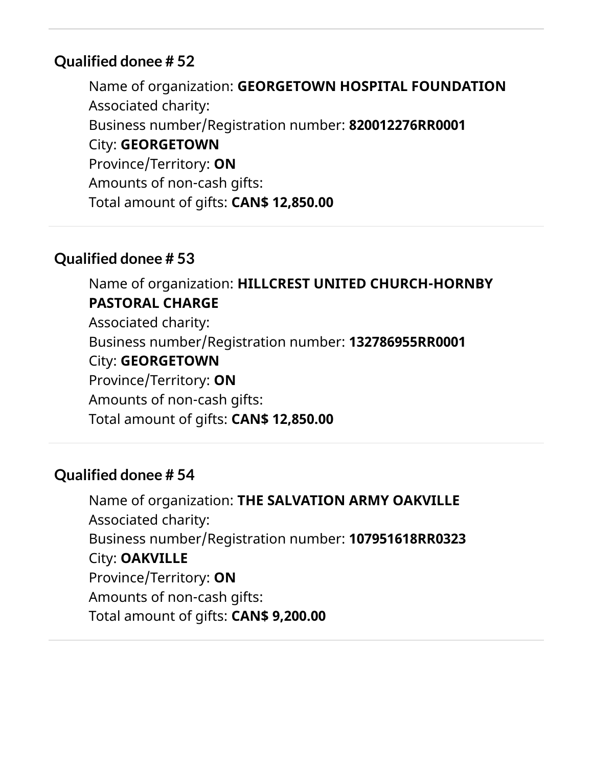## Qualified donee # 52

Name of organization: **GEORGETOWN HOSPITAL FOUNDATION**
Associated charity:
Business number/Registration number: **820012276RR0001**
City: **GEORGETOWN**
Province/Territory: **ON**
Amounts of non-cash gifts:
Total amount of gifts: **CAN$ 12,850.00**

---

## Qualified donee # 53

Name of organization: **HILLCREST UNITED CHURCH-HORNBY PASTORAL CHARGE**
Associated charity:
Business number/Registration number: **132786955RR0001**
City: **GEORGETOWN**
Province/Territory: **ON**
Amounts of non-cash gifts:
Total amount of gifts: **CAN$ 12,850.00**

---

## Qualified donee # 54

Name of organization: **THE SALVATION ARMY OAKVILLE**
Associated charity:
Business number/Registration number: **107951618RR0323**
City: **OAKVILLE**
Province/Territory: **ON**
Amounts of non-cash gifts:
Total amount of gifts: **CAN$ 9,200.00**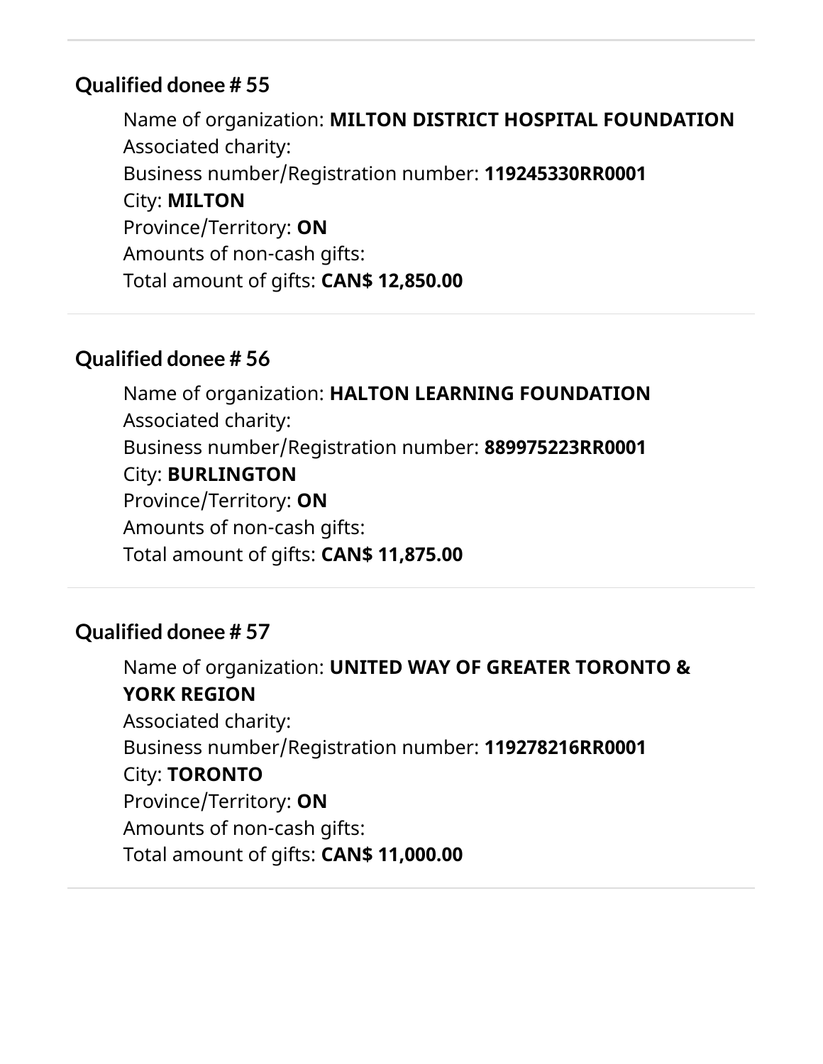## Qualified donee # 55

Name of organization: **MILTON DISTRICT HOSPITAL FOUNDATION**
Associated charity:
Business number/Registration number: **119245330RR0001**
City: **MILTON**
Province/Territory: **ON**
Amounts of non-cash gifts:
Total amount of gifts: **CAN$ 12,850.00**

## Qualified donee # 56

Name of organization: **HALTON LEARNING FOUNDATION**
Associated charity:
Business number/Registration number: **889975223RR0001**
City: **BURLINGTON**
Province/Territory: **ON**
Amounts of non-cash gifts:
Total amount of gifts: **CAN$ 11,875.00**

## Qualified donee # 57

Name of organization: **UNITED WAY OF GREATER TORONTO & YORK REGION**
Associated charity:
Business number/Registration number: **119278216RR0001**
City: **TORONTO**
Province/Territory: **ON**
Amounts of non-cash gifts:
Total amount of gifts: **CAN$ 11,000.00**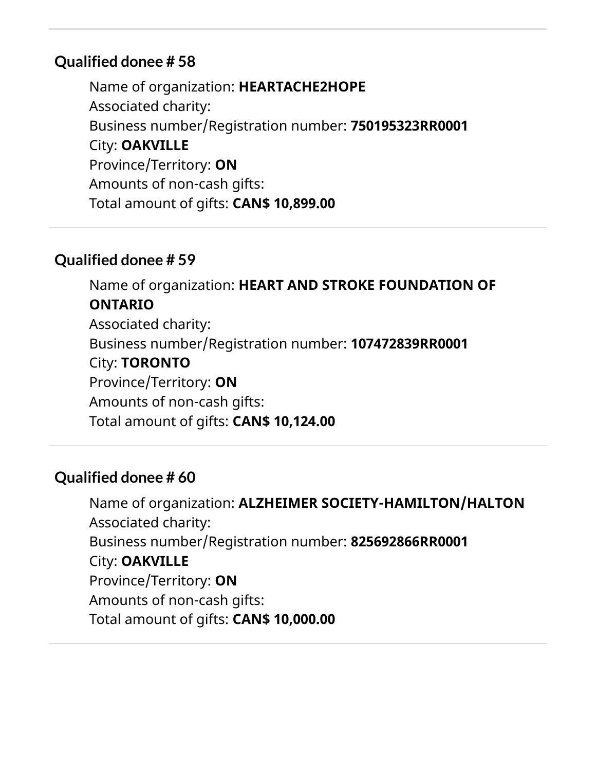## Qualified donee # 58

Name of organization: **HEARTACHE2HOPE**
Associated charity:
Business number/Registration number: **750195323RR0001**
City: **OAKVILLE**
Province/Territory: **ON**
Amounts of non-cash gifts:
Total amount of gifts: **CAN$ 10,899.00**

## Qualified donee # 59

Name of organization: **HEART AND STROKE FOUNDATION OF ONTARIO**
Associated charity:
Business number/Registration number: **107472839RR0001**
City: **TORONTO**
Province/Territory: **ON**
Amounts of non-cash gifts:
Total amount of gifts: **CAN$ 10,124.00**

## Qualified donee # 60

Name of organization: **ALZHEIMER SOCIETY-HAMILTON/HALTON**
Associated charity:
Business number/Registration number: **825692866RR0001**
City: **OAKVILLE**
Province/Territory: **ON**
Amounts of non-cash gifts:
Total amount of gifts: **CAN$ 10,000.00**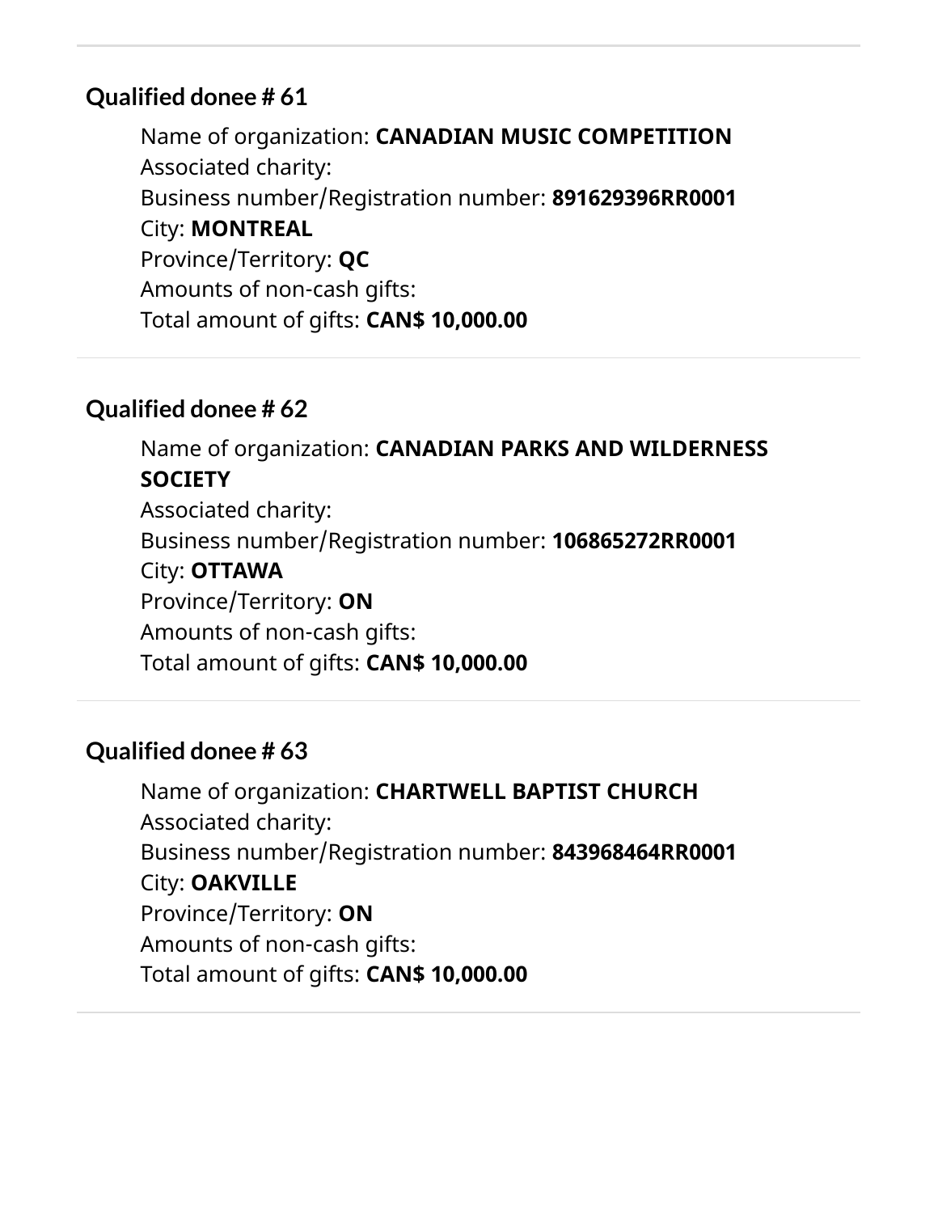### Qualified donee # 61

Name of organization: **CANADIAN MUSIC COMPETITION**
Associated charity:
Business number/Registration number: **891629396RR0001**
City: **MONTREAL**
Province/Territory: **QC**
Amounts of non-cash gifts:
Total amount of gifts: **CAN$ 10,000.00**

---

### Qualified donee # 62

Name of organization: **CANADIAN PARKS AND WILDERNESS SOCIETY**
Associated charity:
Business number/Registration number: **106865272RR0001**
City: **OTTAWA**
Province/Territory: **ON**
Amounts of non-cash gifts:
Total amount of gifts: **CAN$ 10,000.00**

---

### Qualified donee # 63

Name of organization: **CHARTWELL BAPTIST CHURCH**
Associated charity:
Business number/Registration number: **843968464RR0001**
City: **OAKVILLE**
Province/Territory: **ON**
Amounts of non-cash gifts:
Total amount of gifts: **CAN$ 10,000.00**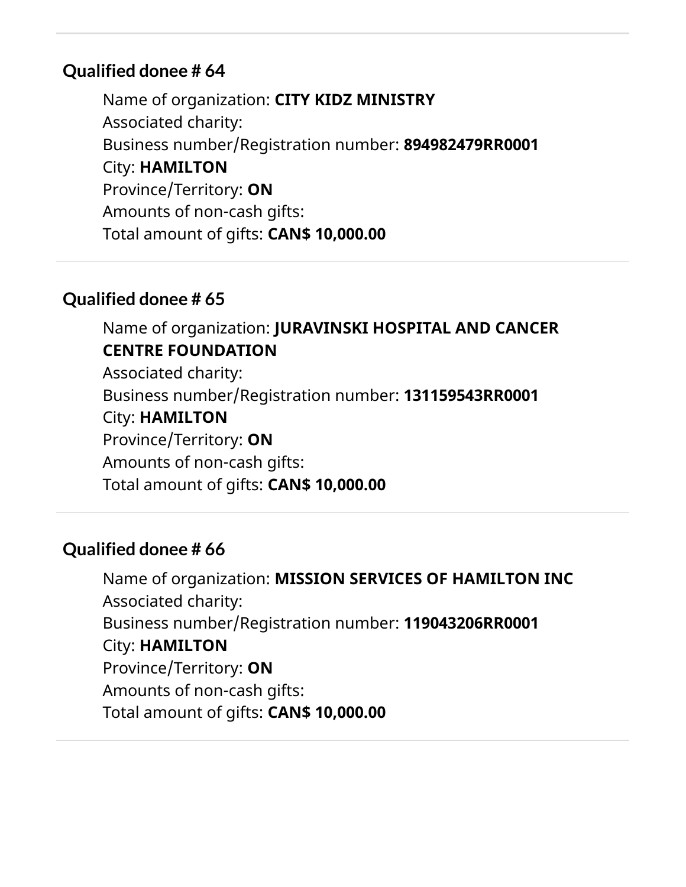---

### Qualified donee # 64

Name of organization: **CITY KIDZ MINISTRY**
Associated charity:
Business number/Registration number: **894982479RR0001**
City: **HAMILTON**
Province/Territory: **ON**
Amounts of non-cash gifts:
Total amount of gifts: **CAN$ 10,000.00**

---

### Qualified donee # 65

Name of organization: **JURAVINSKI HOSPITAL AND CANCER CENTRE FOUNDATION**
Associated charity:
Business number/Registration number: **131159543RR0001**
City: **HAMILTON**
Province/Territory: **ON**
Amounts of non-cash gifts:
Total amount of gifts: **CAN$ 10,000.00**

---

### Qualified donee # 66

Name of organization: **MISSION SERVICES OF HAMILTON INC**
Associated charity:
Business number/Registration number: **119043206RR0001**
City: **HAMILTON**
Province/Territory: **ON**
Amounts of non-cash gifts:
Total amount of gifts: **CAN$ 10,000.00**

---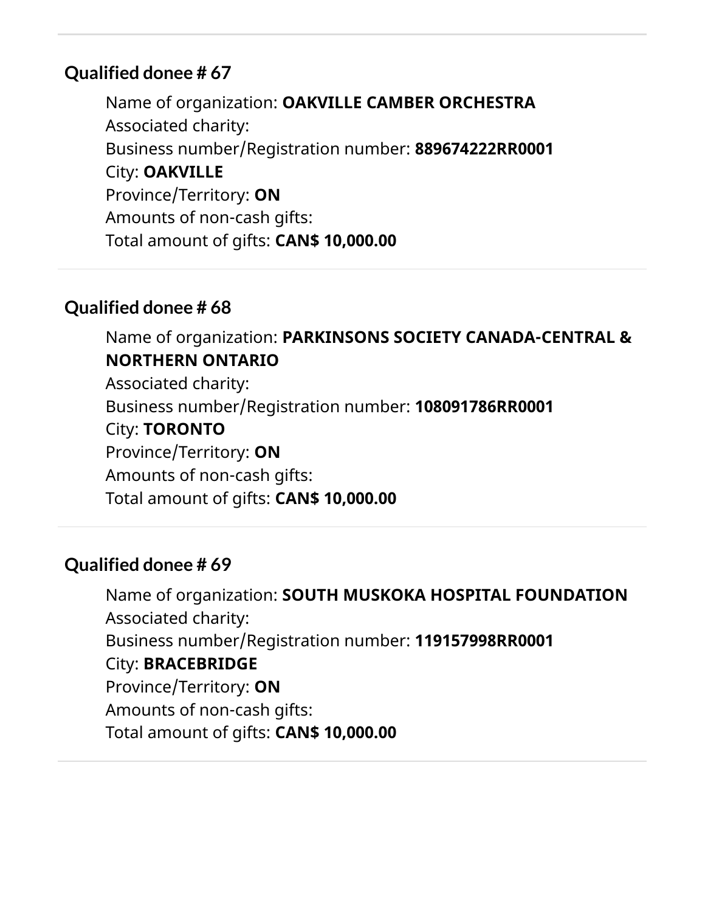### Qualified donee # 67

Name of organization: **OAKVILLE CAMBER ORCHESTRA**
Associated charity:
Business number/Registration number: **889674222RR0001**
City: **OAKVILLE**
Province/Territory: **ON**
Amounts of non-cash gifts:
Total amount of gifts: **CAN$ 10,000.00**

### Qualified donee # 68

Name of organization: **PARKINSONS SOCIETY CANADA-CENTRAL & NORTHERN ONTARIO**
Associated charity:
Business number/Registration number: **108091786RR0001**
City: **TORONTO**
Province/Territory: **ON**
Amounts of non-cash gifts:
Total amount of gifts: **CAN$ 10,000.00**

### Qualified donee # 69

Name of organization: **SOUTH MUSKOKA HOSPITAL FOUNDATION**
Associated charity:
Business number/Registration number: **119157998RR0001**
City: **BRACEBRIDGE**
Province/Territory: **ON**
Amounts of non-cash gifts:
Total amount of gifts: **CAN$ 10,000.00**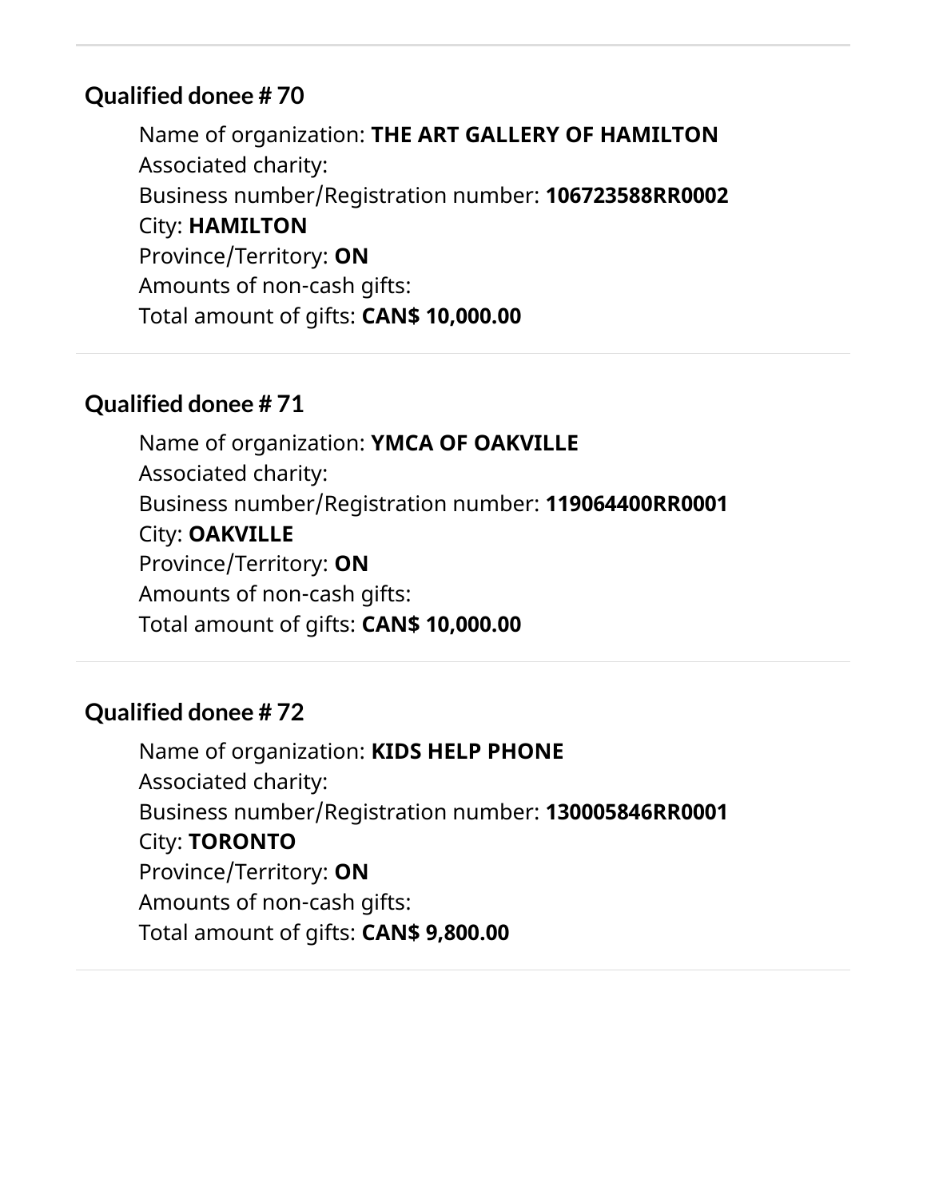### Qualified donee # 70

Name of organization: **THE ART GALLERY OF HAMILTON**
Associated charity:
Business number/Registration number: **106723588RR0002**
City: **HAMILTON**
Province/Territory: **ON**
Amounts of non-cash gifts:
Total amount of gifts: **CAN$ 10,000.00**

---

### Qualified donee # 71

Name of organization: **YMCA OF OAKVILLE**
Associated charity:
Business number/Registration number: **119064400RR0001**
City: **OAKVILLE**
Province/Territory: **ON**
Amounts of non-cash gifts:
Total amount of gifts: **CAN$ 10,000.00**

---

### Qualified donee # 72

Name of organization: **KIDS HELP PHONE**
Associated charity:
Business number/Registration number: **130005846RR0001**
City: **TORONTO**
Province/Territory: **ON**
Amounts of non-cash gifts:
Total amount of gifts: **CAN$ 9,800.00**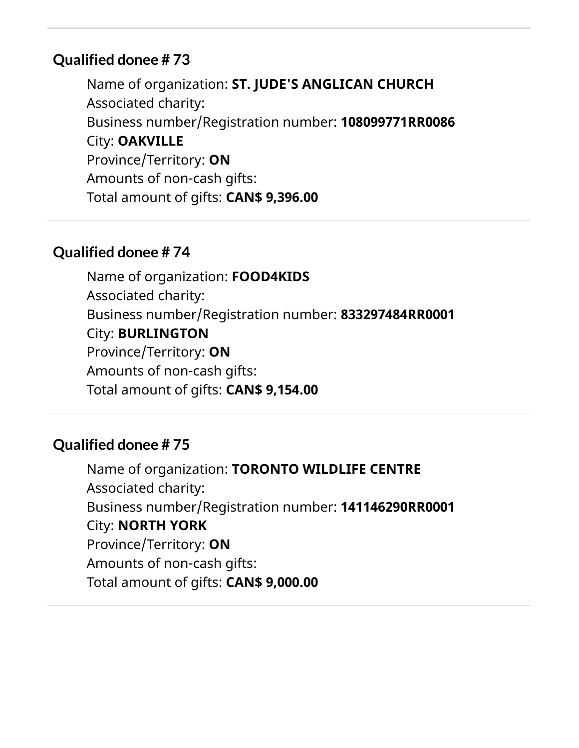### Qualified donee # 73

Name of organization: **ST. JUDE'S ANGLICAN CHURCH**
Associated charity:
Business number/Registration number: **108099771RR0086**
City: **OAKVILLE**
Province/Territory: **ON**
Amounts of non-cash gifts:
Total amount of gifts: **CAN$ 9,396.00**

### Qualified donee # 74

Name of organization: **FOOD4KIDS**
Associated charity:
Business number/Registration number: **833297484RR0001**
City: **BURLINGTON**
Province/Territory: **ON**
Amounts of non-cash gifts:
Total amount of gifts: **CAN$ 9,154.00**

### Qualified donee # 75

Name of organization: **TORONTO WILDLIFE CENTRE**
Associated charity:
Business number/Registration number: **141146290RR0001**
City: **NORTH YORK**
Province/Territory: **ON**
Amounts of non-cash gifts:
Total amount of gifts: **CAN$ 9,000.00**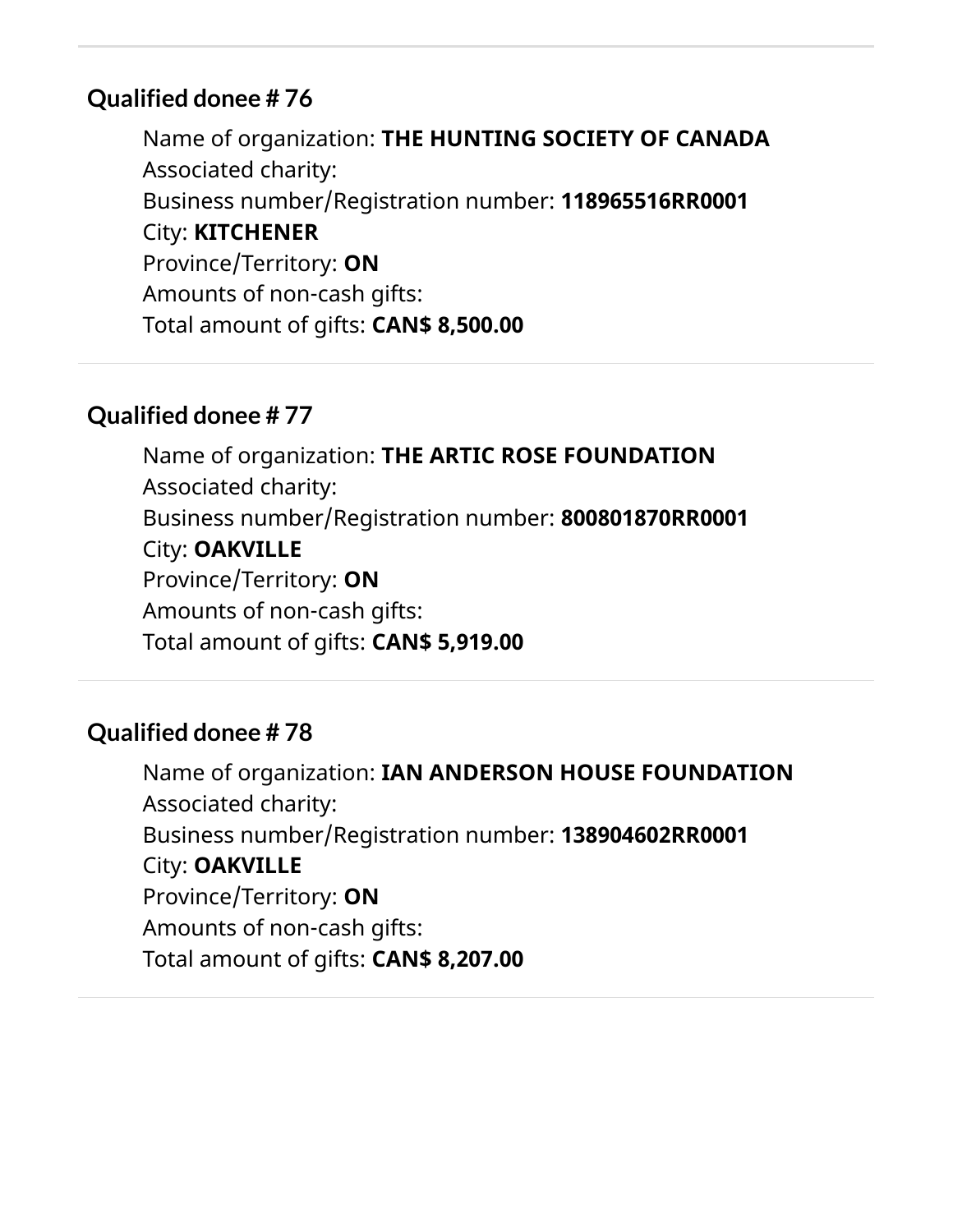## Qualified donee # 76

Name of organization: **THE HUNTING SOCIETY OF CANADA**
Associated charity:
Business number/Registration number: **118965516RR0001**
City: **KITCHENER**
Province/Territory: **ON**
Amounts of non-cash gifts:
Total amount of gifts: **CAN$ 8,500.00**

## Qualified donee # 77

Name of organization: **THE ARTIC ROSE FOUNDATION**
Associated charity:
Business number/Registration number: **800801870RR0001**
City: **OAKVILLE**
Province/Territory: **ON**
Amounts of non-cash gifts:
Total amount of gifts: **CAN$ 5,919.00**

## Qualified donee # 78

Name of organization: **IAN ANDERSON HOUSE FOUNDATION**
Associated charity:
Business number/Registration number: **138904602RR0001**
City: **OAKVILLE**
Province/Territory: **ON**
Amounts of non-cash gifts:
Total amount of gifts: **CAN$ 8,207.00**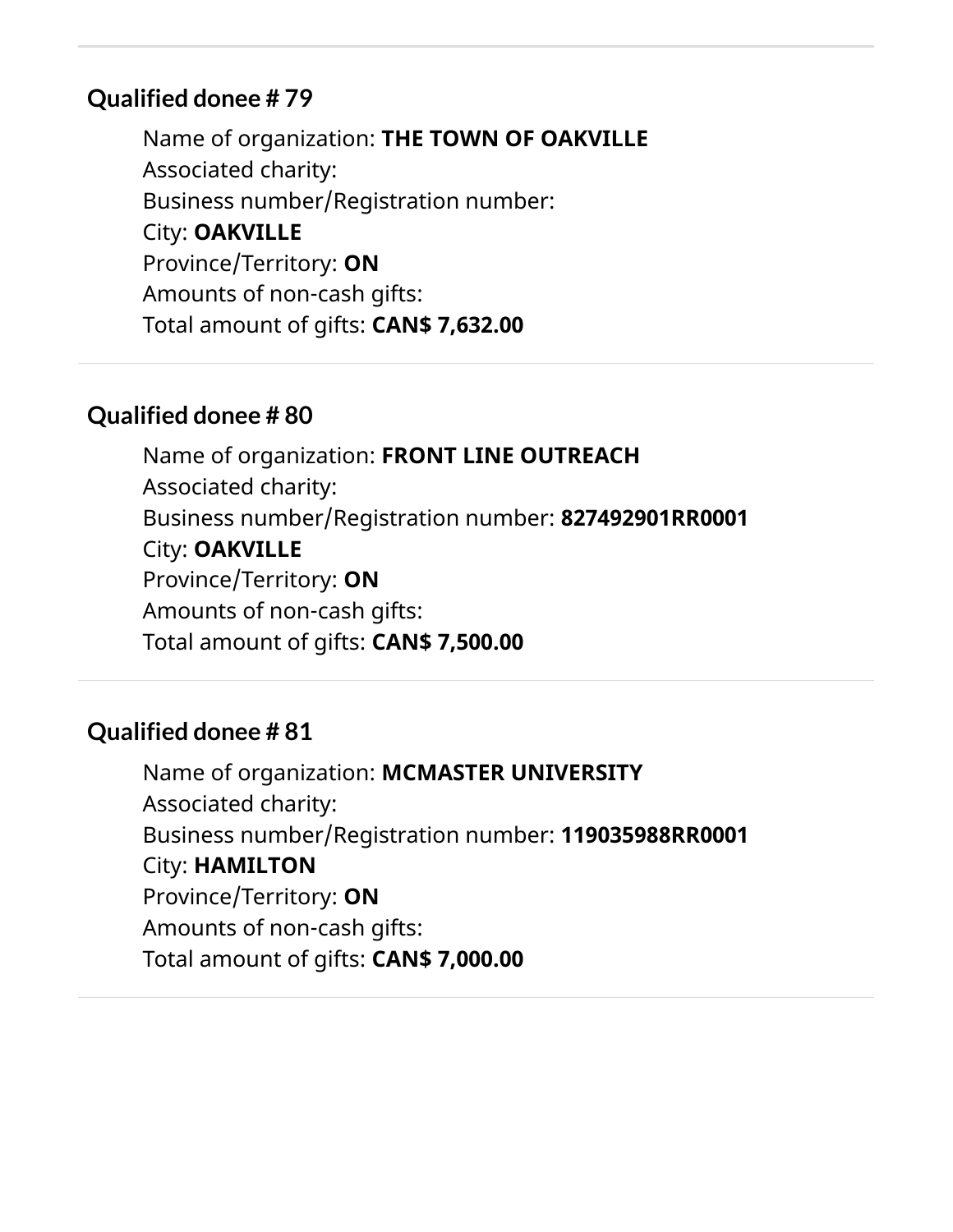## Qualified donee # 79

Name of organization: **THE TOWN OF OAKVILLE**
Associated charity:
Business number/Registration number:
City: **OAKVILLE**
Province/Territory: **ON**
Amounts of non-cash gifts:
Total amount of gifts: **CAN$ 7,632.00**

## Qualified donee # 80

Name of organization: **FRONT LINE OUTREACH**
Associated charity:
Business number/Registration number: **827492901RR0001**
City: **OAKVILLE**
Province/Territory: **ON**
Amounts of non-cash gifts:
Total amount of gifts: **CAN$ 7,500.00**

## Qualified donee # 81

Name of organization: **MCMASTER UNIVERSITY**
Associated charity:
Business number/Registration number: **119035988RR0001**
City: **HAMILTON**
Province/Territory: **ON**
Amounts of non-cash gifts:
Total amount of gifts: **CAN$ 7,000.00**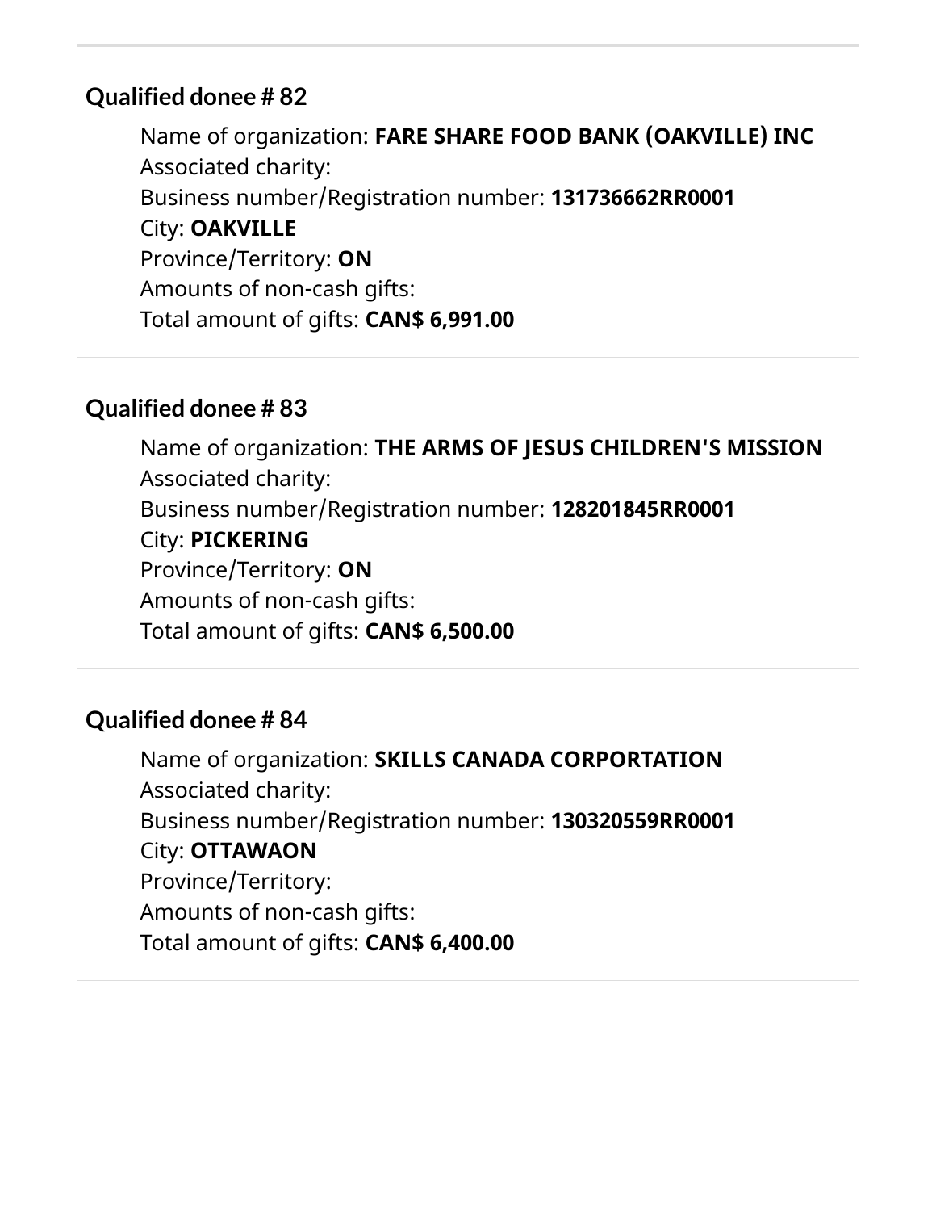### Qualified donee # 82

Name of organization: **FARE SHARE FOOD BANK (OAKVILLE) INC**
Associated charity:
Business number/Registration number: **131736662RR0001**
City: **OAKVILLE**
Province/Territory: **ON**
Amounts of non-cash gifts:
Total amount of gifts: **CAN$ 6,991.00**

### Qualified donee # 83

Name of organization: **THE ARMS OF JESUS CHILDREN'S MISSION**
Associated charity:
Business number/Registration number: **128201845RR0001**
City: **PICKERING**
Province/Territory: **ON**
Amounts of non-cash gifts:
Total amount of gifts: **CAN$ 6,500.00**

### Qualified donee # 84

Name of organization: **SKILLS CANADA CORPORTATION**
Associated charity:
Business number/Registration number: **130320559RR0001**
City: **OTTAWAON**
Province/Territory:
Amounts of non-cash gifts:
Total amount of gifts: **CAN$ 6,400.00**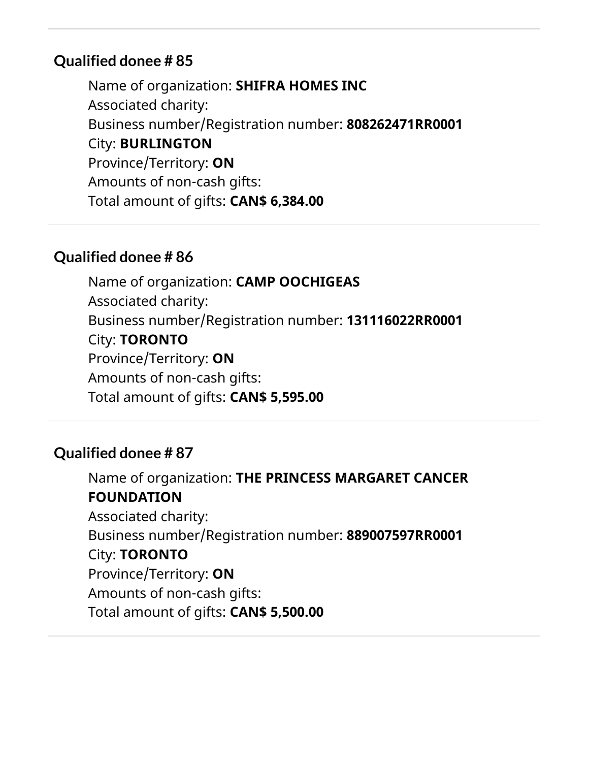---

### Qualified donee # 85

Name of organization: **SHIFRA HOMES INC**
Associated charity:
Business number/Registration number: **808262471RR0001**
City: **BURLINGTON**
Province/Territory: **ON**
Amounts of non-cash gifts:
Total amount of gifts: **CAN$ 6,384.00**

---

### Qualified donee # 86

Name of organization: **CAMP OOCHIGEAS**
Associated charity:
Business number/Registration number: **131116022RR0001**
City: **TORONTO**
Province/Territory: **ON**
Amounts of non-cash gifts:
Total amount of gifts: **CAN$ 5,595.00**

---

### Qualified donee # 87

Name of organization: **THE PRINCESS MARGARET CANCER FOUNDATION**
Associated charity:
Business number/Registration number: **889007597RR0001**
City: **TORONTO**
Province/Territory: **ON**
Amounts of non-cash gifts:
Total amount of gifts: **CAN$ 5,500.00**

---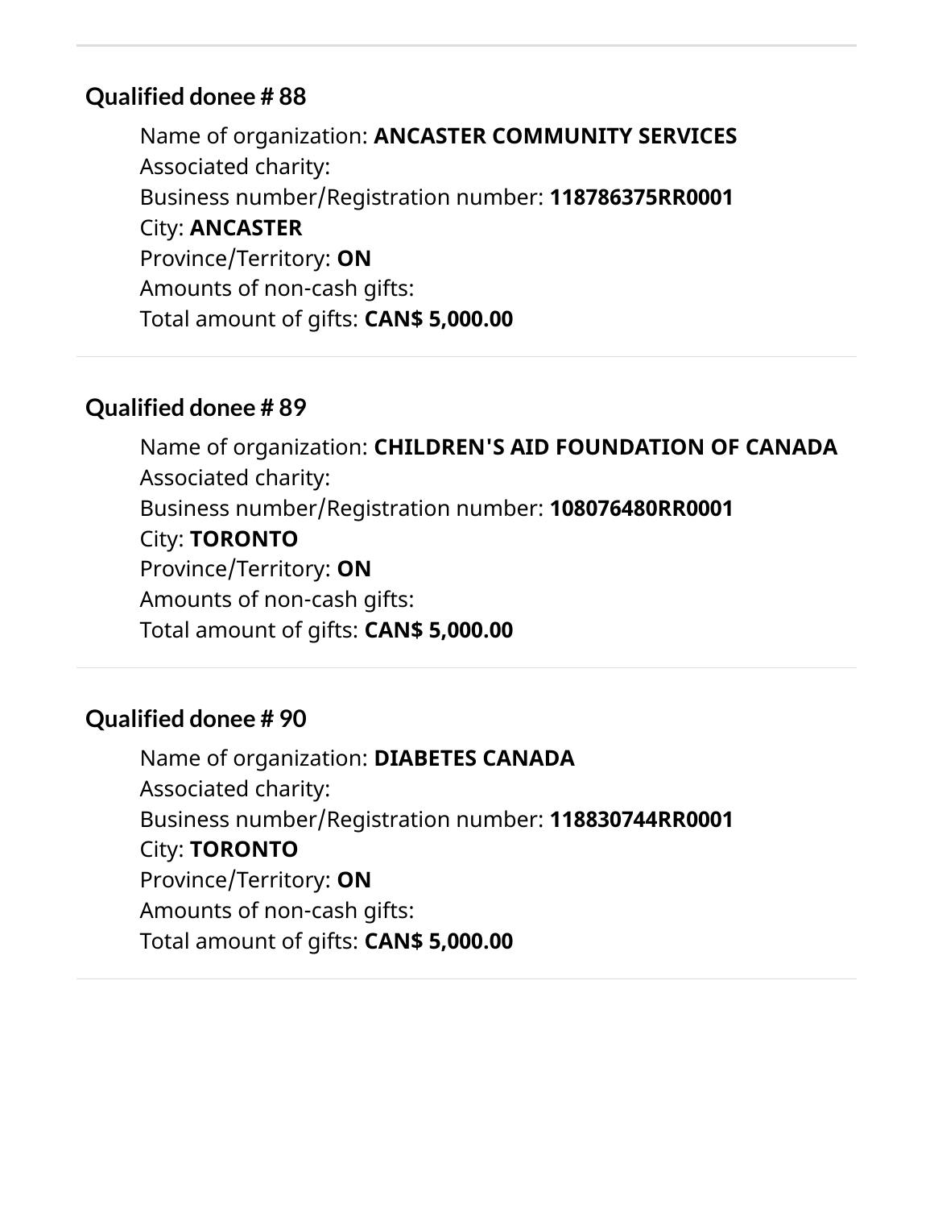### Qualified donee # 88

Name of organization: **ANCASTER COMMUNITY SERVICES**
Associated charity:
Business number/Registration number: **118786375RR0001**
City: **ANCASTER**
Province/Territory: **ON**
Amounts of non-cash gifts:
Total amount of gifts: **CAN$ 5,000.00**

### Qualified donee # 89

Name of organization: **CHILDREN'S AID FOUNDATION OF CANADA**
Associated charity:
Business number/Registration number: **108076480RR0001**
City: **TORONTO**
Province/Territory: **ON**
Amounts of non-cash gifts:
Total amount of gifts: **CAN$ 5,000.00**

### Qualified donee # 90

Name of organization: **DIABETES CANADA**
Associated charity:
Business number/Registration number: **118830744RR0001**
City: **TORONTO**
Province/Territory: **ON**
Amounts of non-cash gifts:
Total amount of gifts: **CAN$ 5,000.00**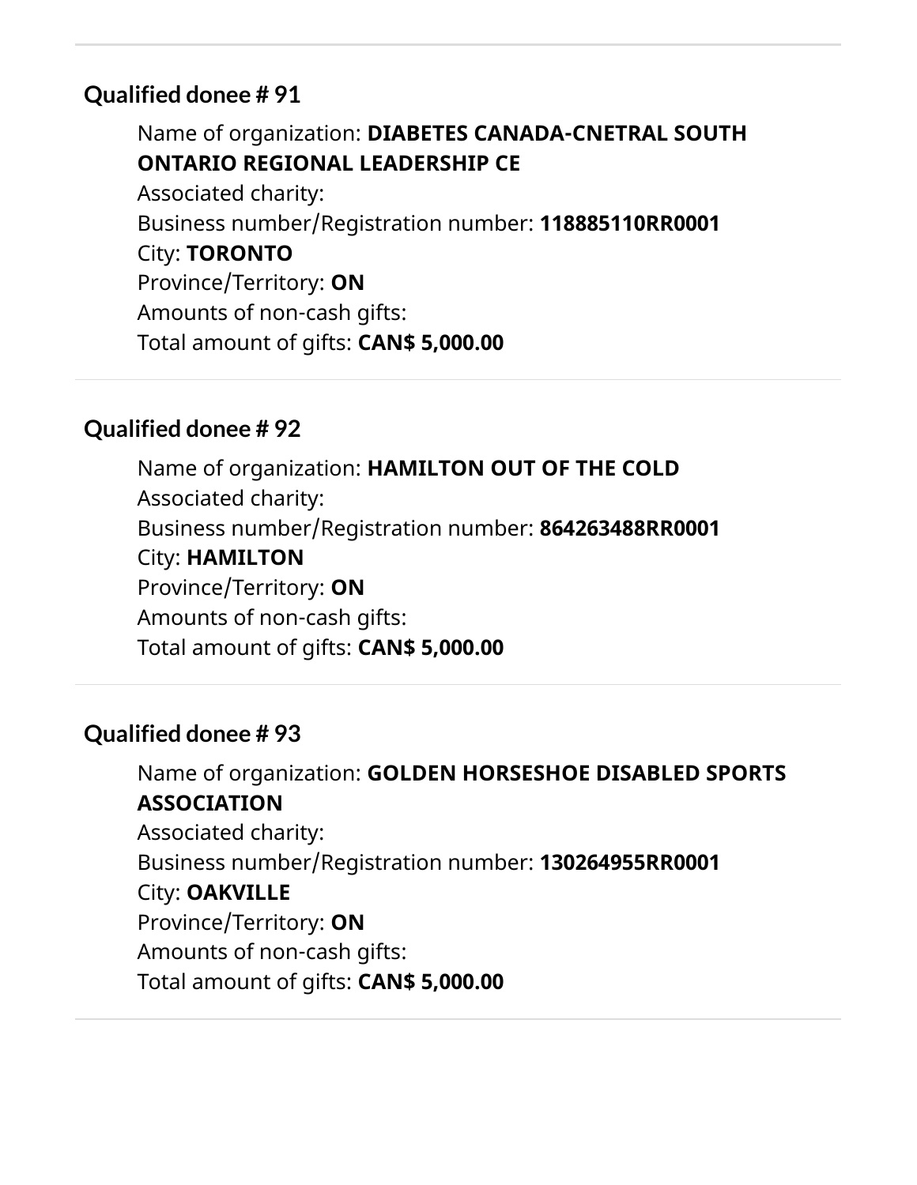### Qualified donee # 91

Name of organization: **DIABETES CANADA-CNETRAL SOUTH ONTARIO REGIONAL LEADERSHIP CE**
Associated charity:
Business number/Registration number: **118885110RR0001**
City: **TORONTO**
Province/Territory: **ON**
Amounts of non-cash gifts:
Total amount of gifts: **CAN$ 5,000.00**

---

### Qualified donee # 92

Name of organization: **HAMILTON OUT OF THE COLD**
Associated charity:
Business number/Registration number: **864263488RR0001**
City: **HAMILTON**
Province/Territory: **ON**
Amounts of non-cash gifts:
Total amount of gifts: **CAN$ 5,000.00**

---

### Qualified donee # 93

Name of organization: **GOLDEN HORSESHOE DISABLED SPORTS ASSOCIATION**
Associated charity:
Business number/Registration number: **130264955RR0001**
City: **OAKVILLE**
Province/Territory: **ON**
Amounts of non-cash gifts:
Total amount of gifts: **CAN$ 5,000.00**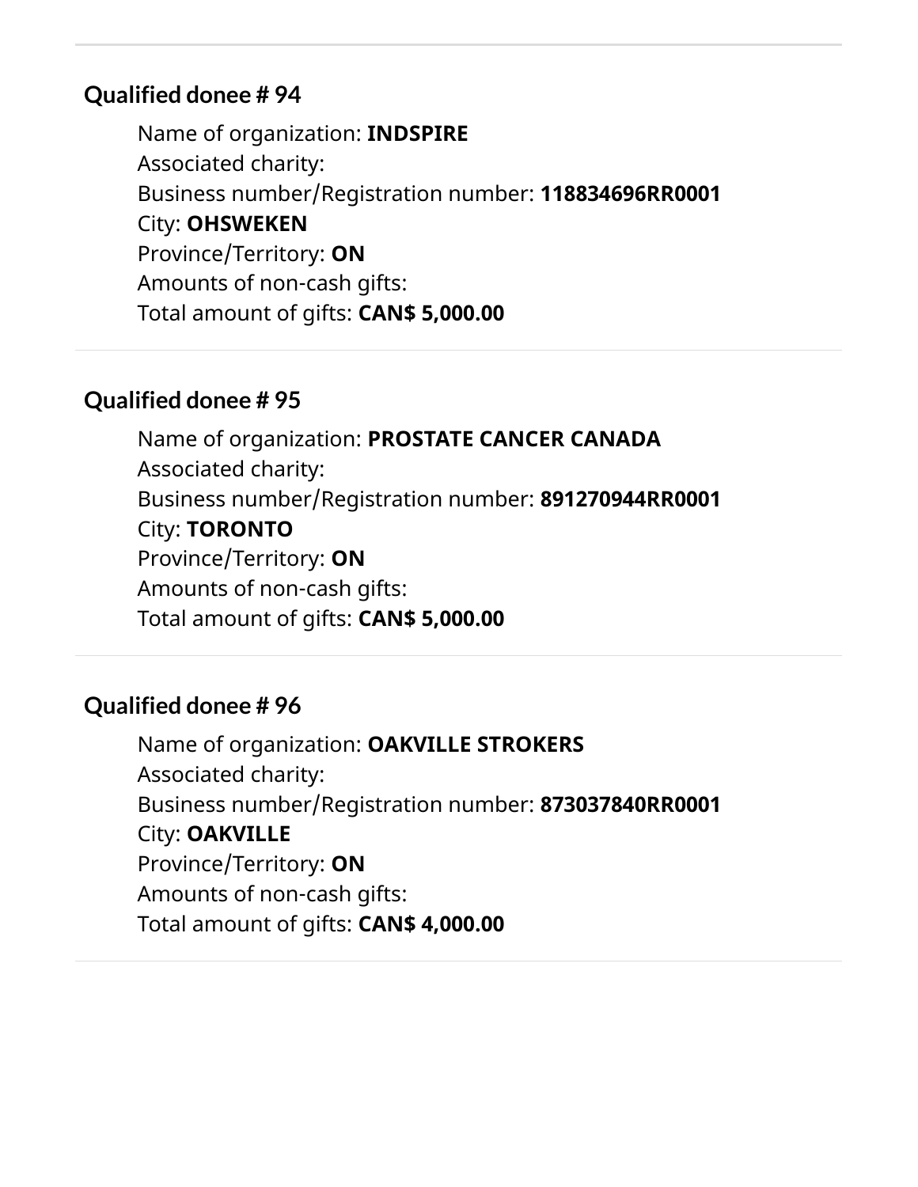## Qualified donee # 94

Name of organization: **INDSPIRE**
Associated charity:
Business number/Registration number: **118834696RR0001**
City: **OHSWEKEN**
Province/Territory: **ON**
Amounts of non-cash gifts:
Total amount of gifts: **CAN$ 5,000.00**

## Qualified donee # 95

Name of organization: **PROSTATE CANCER CANADA**
Associated charity:
Business number/Registration number: **891270944RR0001**
City: **TORONTO**
Province/Territory: **ON**
Amounts of non-cash gifts:
Total amount of gifts: **CAN$ 5,000.00**

## Qualified donee # 96

Name of organization: **OAKVILLE STROKERS**
Associated charity:
Business number/Registration number: **873037840RR0001**
City: **OAKVILLE**
Province/Territory: **ON**
Amounts of non-cash gifts:
Total amount of gifts: **CAN$ 4,000.00**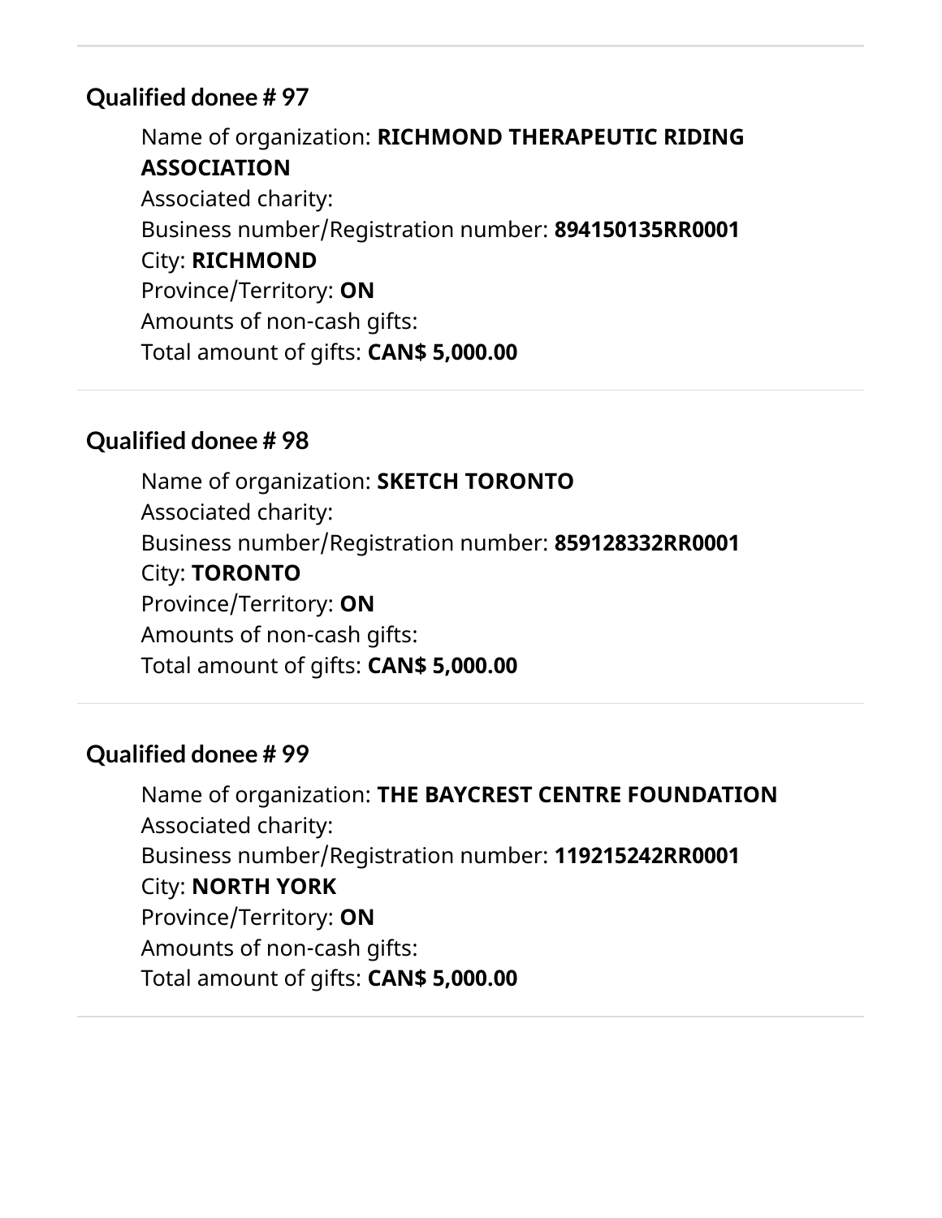### Qualified donee # 97

Name of organization: **RICHMOND THERAPEUTIC RIDING ASSOCIATION**
Associated charity:
Business number/Registration number: **894150135RR0001**
City: **RICHMOND**
Province/Territory: **ON**
Amounts of non-cash gifts:
Total amount of gifts: **CAN$ 5,000.00**

### Qualified donee # 98

Name of organization: **SKETCH TORONTO**
Associated charity:
Business number/Registration number: **859128332RR0001**
City: **TORONTO**
Province/Territory: **ON**
Amounts of non-cash gifts:
Total amount of gifts: **CAN$ 5,000.00**

### Qualified donee # 99

Name of organization: **THE BAYCREST CENTRE FOUNDATION**
Associated charity:
Business number/Registration number: **119215242RR0001**
City: **NORTH YORK**
Province/Territory: **ON**
Amounts of non-cash gifts:
Total amount of gifts: **CAN$ 5,000.00**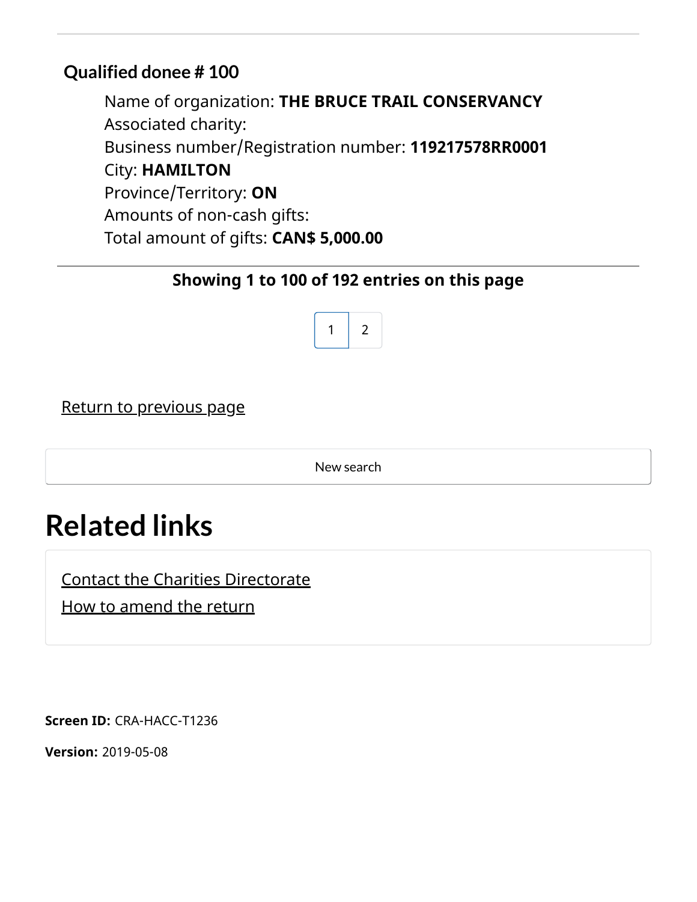### Qualified donee # 100

Name of organization: **THE BRUCE TRAIL CONSERVANCY**
Associated charity:
Business number/Registration number: **119217578RR0001**
City: **HAMILTON**
Province/Territory: **ON**
Amounts of non-cash gifts:
Total amount of gifts: **CAN$ 5,000.00**

---

**Showing 1 to 100 of 192 entries on this page**

1 2

Return to previous page

New search

# Related links

Contact the Charities Directorate

How to amend the return

**Screen ID:** CRA-HACC-T1236

**Version:** 2019-05-08